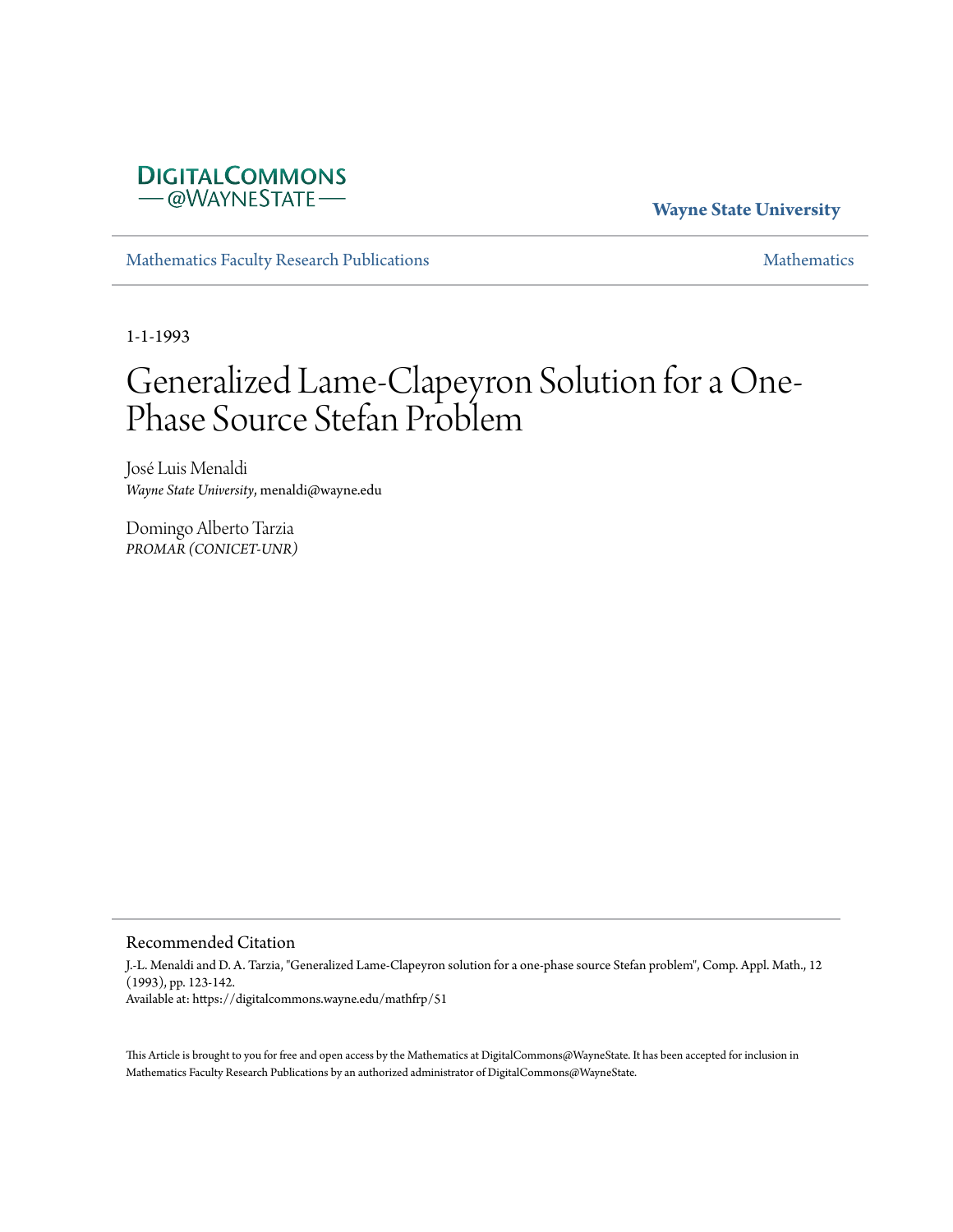DigitalCommons@WayneState

Wayne State University

Mathematics Faculty Research Publications

Mathematics

1-1-1993

# Generalized Lame-Clapeyron Solution for a One-Phase Source Stefan Problem

José Luis Menaldi
*Wayne State University*, menaldi@wayne.edu

Domingo Alberto Tarzia
*PROMAR (CONICET-UNR)*

## Recommended Citation

J.-L. Menaldi and D. A. Tarzia, "Generalized Lame-Clapeyron solution for a one-phase source Stefan problem", Comp. Appl. Math., 12 (1993), pp. 123-142.
Available at: https://digitalcommons.wayne.edu/mathfrp/51

This Article is brought to you for free and open access by the Mathematics at DigitalCommons@WayneState. It has been accepted for inclusion in Mathematics Faculty Research Publications by an authorized administrator of DigitalCommons@WayneState.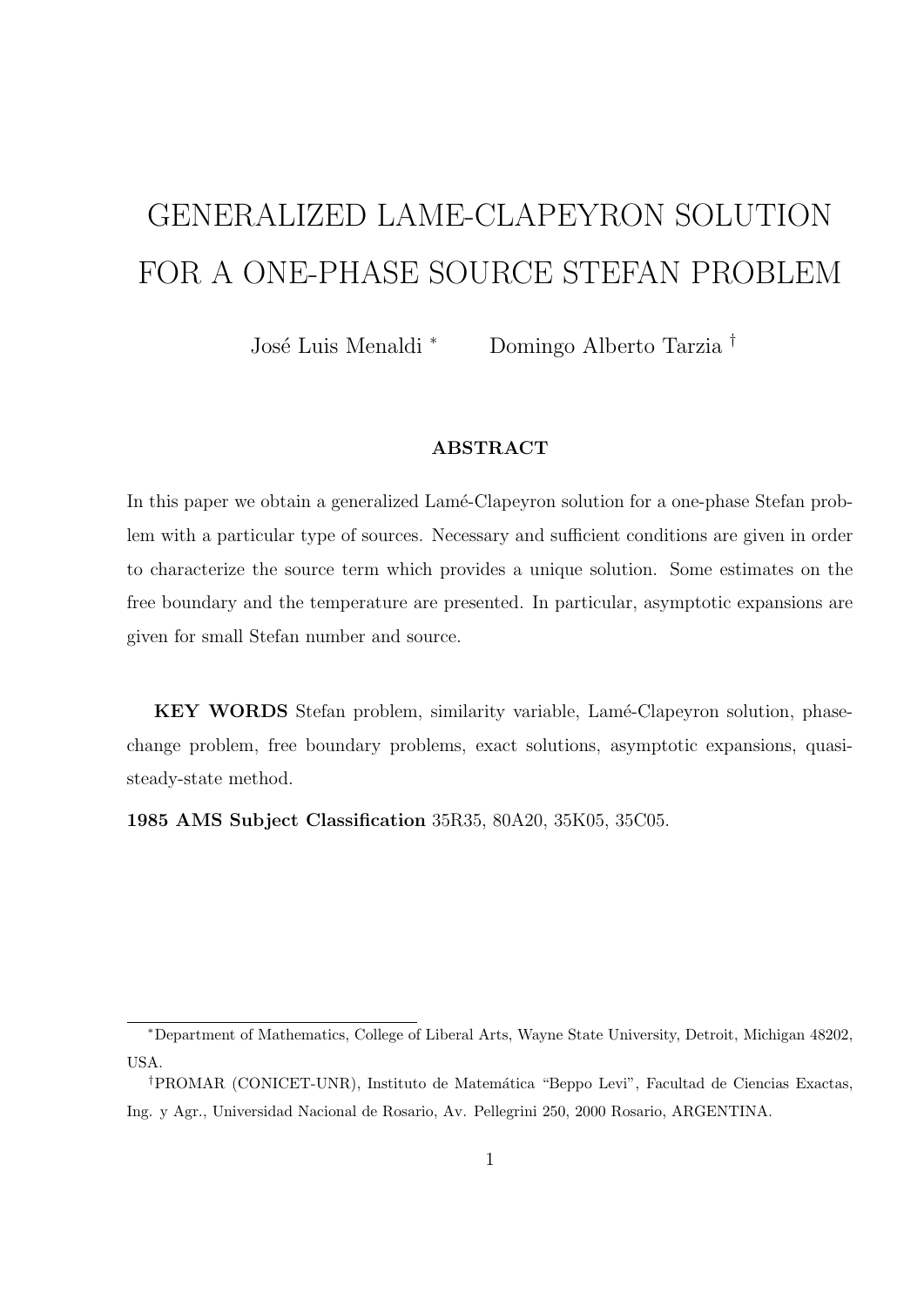# GENERALIZED LAME-CLAPEYRON SOLUTION FOR A ONE-PHASE SOURCE STEFAN PROBLEM

José Luis Menaldi [*] Domingo Alberto Tarzia [†]

**ABSTRACT**

In this paper we obtain a generalized Lamé-Clapeyron solution for a one-phase Stefan problem with a particular type of sources. Necessary and sufficient conditions are given in order to characterize the source term which provides a unique solution. Some estimates on the free boundary and the temperature are presented. In particular, asymptotic expansions are given for small Stefan number and source.

**KEY WORDS** Stefan problem, similarity variable, Lamé-Clapeyron solution, phase-change problem, free boundary problems, exact solutions, asymptotic expansions, quasi-steady-state method.

**1985 AMS Subject Classification** 35R35, 80A20, 35K05, 35C05.

---

[*] Department of Mathematics, College of Liberal Arts, Wayne State University, Detroit, Michigan 48202, USA.

[†] PROMAR (CONICET-UNR), Instituto de Matemática "Beppo Levi", Facultad de Ciencias Exactas, Ing. y Agr., Universidad Nacional de Rosario, Av. Pellegrini 250, 2000 Rosario, ARGENTINA.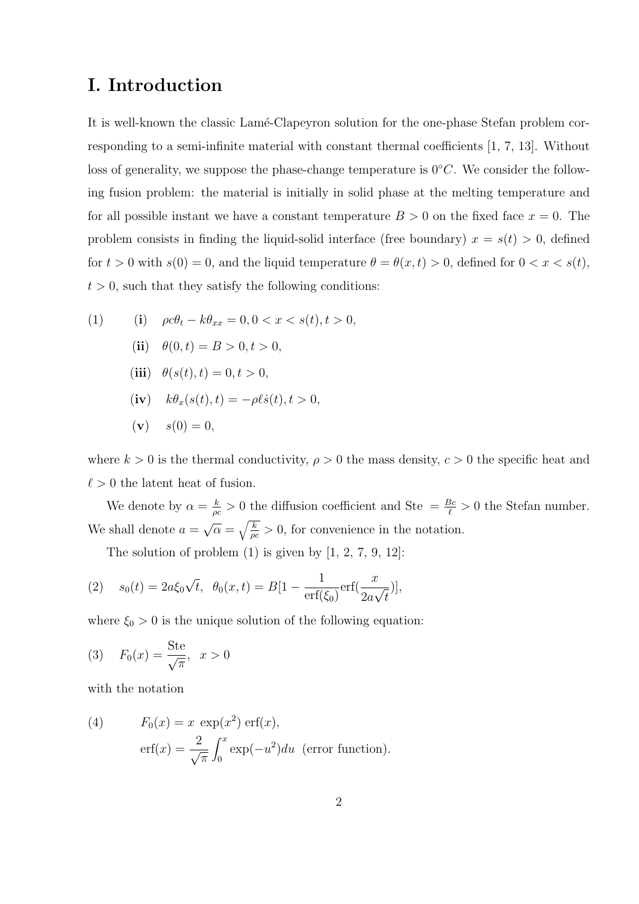# I. Introduction

It is well-known the classic Lamé-Clapeyron solution for the one-phase Stefan problem corresponding to a semi-infinite material with constant thermal coefficients [1, 7, 13]. Without loss of generality, we suppose the phase-change temperature is $0°C$. We consider the following fusion problem: the material is initially in solid phase at the melting temperature and for all possible instant we have a constant temperature $B > 0$ on the fixed face $x = 0$. The problem consists in finding the liquid-solid interface (free boundary) $x = s(t) > 0$, defined for $t > 0$ with $s(0) = 0$, and the liquid temperature $\theta = \theta(x,t) > 0$, defined for $0 < x < s(t)$, $t > 0$, such that they satisfy the following conditions:

$$
(1) \qquad
\begin{aligned}
&\textbf{(i)} \quad \rho c \theta_t - k\theta_{xx} = 0, 0 < x < s(t), t > 0, \\
&\textbf{(ii)} \quad \theta(0,t) = B > 0, t > 0, \\
&\textbf{(iii)} \quad \theta(s(t),t) = 0, t > 0, \\
&\textbf{(iv)} \quad k\theta_x(s(t),t) = -\rho \ell \dot{s}(t), t > 0, \\
&\textbf{(v)} \quad s(0) = 0,
\end{aligned}
$$

where $k > 0$ is the thermal conductivity, $\rho > 0$ the mass density, $c > 0$ the specific heat and $\ell > 0$ the latent heat of fusion.

We denote by $\alpha = \frac{k}{\rho c} > 0$ the diffusion coefficient and Ste $= \frac{Bc}{\ell} > 0$ the Stefan number. We shall denote $a = \sqrt{\alpha} = \sqrt{\frac{k}{\rho c}} > 0$, for convenience in the notation.

The solution of problem (1) is given by [1, 2, 7, 9, 12]:

$$
(2) \quad s_0(t) = 2a\xi_0\sqrt{t}, \;\; \theta_0(x,t) = B[1 - \frac{1}{\text{erf}(\xi_0)}\text{erf}(\frac{x}{2a\sqrt{t}})],
$$

where $\xi_0 > 0$ is the unique solution of the following equation:

$$
(3) \quad F_0(x) = \frac{\text{Ste}}{\sqrt{\pi}}, \;\; x > 0
$$

with the notation

$$
(4) \qquad
\begin{aligned}
&F_0(x) = x \; \exp(x^2) \; \text{erf}(x), \\
&\text{erf}(x) = \frac{2}{\sqrt{\pi}} \int_0^x \exp(-u^2) du \;\; \text{(error function).}
\end{aligned}
$$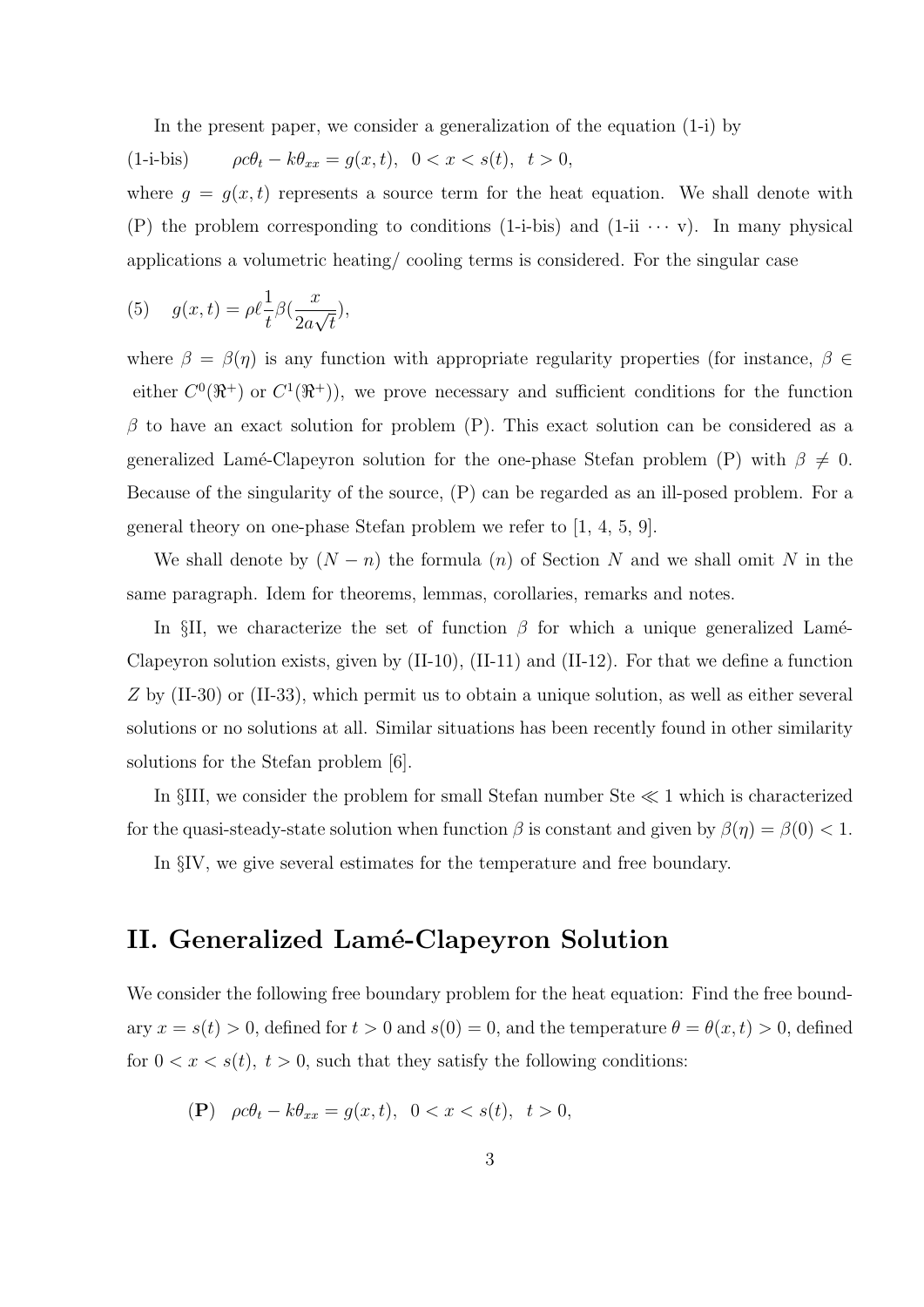In the present paper, we consider a generalization of the equation (1-i) by

(1-i-bis) $\qquad \rho c \theta_t - k\theta_{xx} = g(x,t), \quad 0 < x < s(t), \quad t > 0,$

where $g = g(x,t)$ represents a source term for the heat equation. We shall denote with (P) the problem corresponding to conditions (1-i-bis) and (1-ii $\cdots$ v). In many physical applications a volumetric heating/ cooling terms is considered. For the singular case

$$(5) \quad g(x,t) = \rho \ell \frac{1}{t} \beta\left(\frac{x}{2a\sqrt{t}}\right),$$

where $\beta = \beta(\eta)$ is any function with appropriate regularity properties (for instance, $\beta \in$ either $C^0(\Re^+)$ or $C^1(\Re^+)$), we prove necessary and sufficient conditions for the function $\beta$ to have an exact solution for problem (P). This exact solution can be considered as a generalized Lamé-Clapeyron solution for the one-phase Stefan problem (P) with $\beta \neq 0$. Because of the singularity of the source, (P) can be regarded as an ill-posed problem. For a general theory on one-phase Stefan problem we refer to [1, 4, 5, 9].

We shall denote by $(N - n)$ the formula $(n)$ of Section $N$ and we shall omit $N$ in the same paragraph. Idem for theorems, lemmas, corollaries, remarks and notes.

In §II, we characterize the set of function $\beta$ for which a unique generalized Lamé-Clapeyron solution exists, given by (II-10), (II-11) and (II-12). For that we define a function $Z$ by (II-30) or (II-33), which permit us to obtain a unique solution, as well as either several solutions or no solutions at all. Similar situations has been recently found in other similarity solutions for the Stefan problem [6].

In §III, we consider the problem for small Stefan number Ste $\ll 1$ which is characterized for the quasi-steady-state solution when function $\beta$ is constant and given by $\beta(\eta) = \beta(0) < 1$.

In §IV, we give several estimates for the temperature and free boundary.

## II. Generalized Lamé-Clapeyron Solution

We consider the following free boundary problem for the heat equation: Find the free boundary $x = s(t) > 0$, defined for $t > 0$ and $s(0) = 0$, and the temperature $\theta = \theta(x,t) > 0$, defined for $0 < x < s(t), \ t > 0$, such that they satisfy the following conditions:

**(P)** $\quad \rho c \theta_t - k\theta_{xx} = g(x,t), \quad 0 < x < s(t), \quad t > 0,$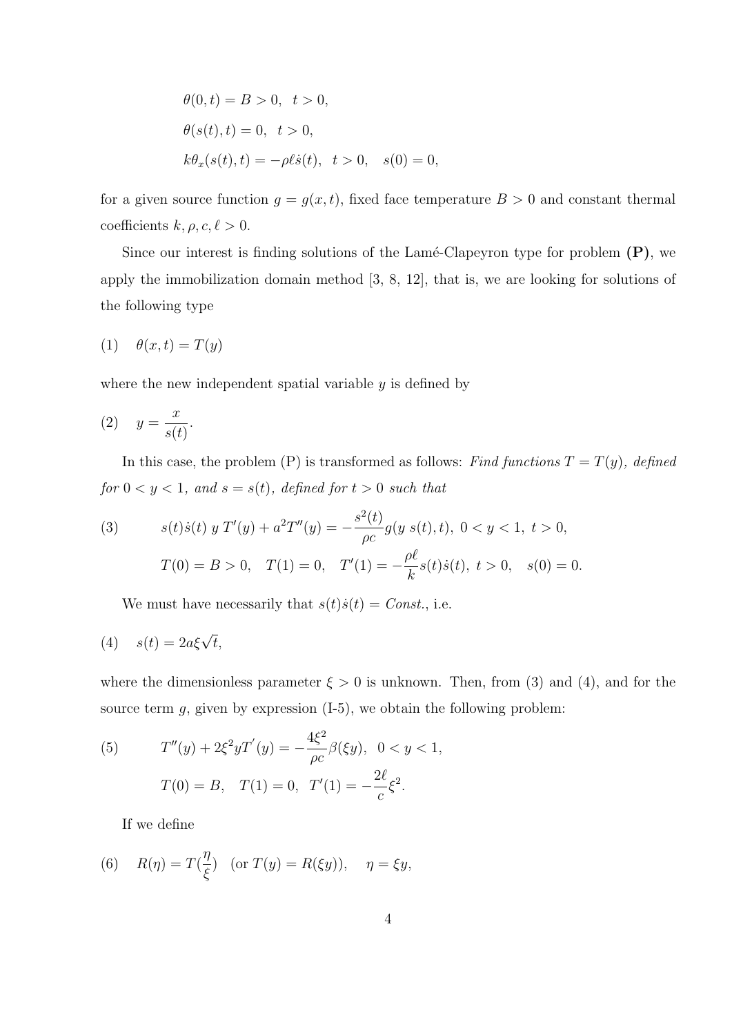$$\theta(0,t) = B > 0, \quad t > 0,$$

$$\theta(s(t),t) = 0, \quad t > 0,$$

$$k\theta_x(s(t),t) = -\rho\ell\dot{s}(t), \quad t > 0, \quad s(0) = 0,$$

for a given source function $g = g(x,t)$, fixed face temperature $B > 0$ and constant thermal coefficients $k, \rho, c, \ell > 0$.

Since our interest is finding solutions of the Lamé-Clapeyron type for problem **(P)**, we apply the immobilization domain method [3, 8, 12], that is, we are looking for solutions of the following type

$$(1) \quad \theta(x,t) = T(y)$$

where the new independent spatial variable $y$ is defined by

$$(2) \quad y = \frac{x}{s(t)}.$$

In this case, the problem (P) is transformed as follows: *Find functions $T = T(y)$, defined for $0 < y < 1$, and $s = s(t)$, defined for $t > 0$ such that*

$$(3) \qquad s(t)\dot{s}(t)\; y\; T'(y) + a^2 T''(y) = -\frac{s^2(t)}{\rho c} g(y\; s(t), t), \; 0 < y < 1, \; t > 0,$$

$$T(0) = B > 0, \quad T(1) = 0, \quad T'(1) = -\frac{\rho\ell}{k} s(t)\dot{s}(t), \; t > 0, \quad s(0) = 0.$$

We must have necessarily that $s(t)\dot{s}(t) = Const.$, i.e.

$$(4) \quad s(t) = 2a\xi\sqrt{t},$$

where the dimensionless parameter $\xi > 0$ is unknown. Then, from (3) and (4), and for the source term $g$, given by expression (I-5), we obtain the following problem:

$$(5) \qquad T''(y) + 2\xi^2 y T'(y) = -\frac{4\xi^2}{\rho c}\beta(\xi y), \quad 0 < y < 1,$$

$$T(0) = B, \quad T(1) = 0, \quad T'(1) = -\frac{2\ell}{c}\xi^2.$$

If we define

$$(6) \quad R(\eta) = T(\frac{\eta}{\xi}) \quad (\text{or } T(y) = R(\xi y)), \quad \eta = \xi y,$$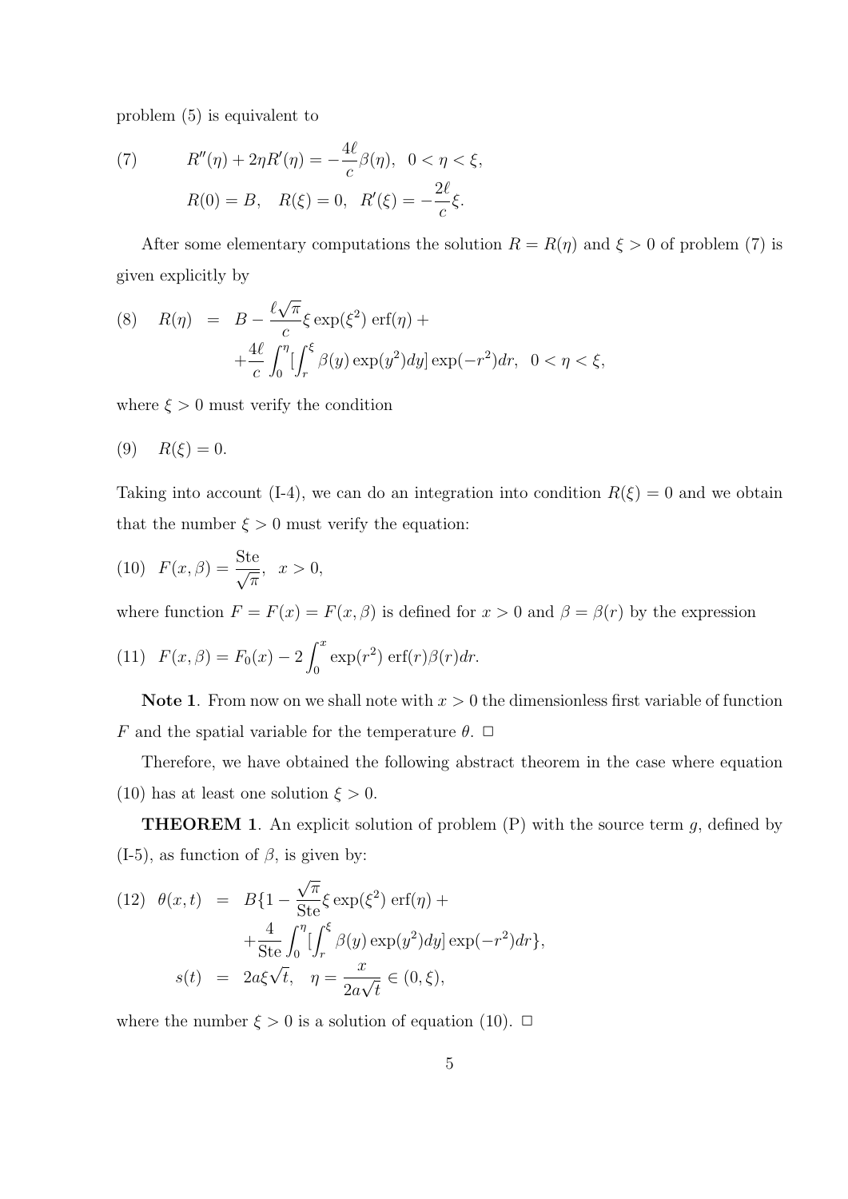problem (5) is equivalent to

$$
(7) \qquad R''(\eta) + 2\eta R'(\eta) = -\frac{4\ell}{c}\beta(\eta), \quad 0 < \eta < \xi,
$$

$$
R(0) = B, \quad R(\xi) = 0, \quad R'(\xi) = -\frac{2\ell}{c}\xi.
$$

After some elementary computations the solution $R = R(\eta)$ and $\xi > 0$ of problem (7) is given explicitly by

$$
\begin{aligned}
(8) \quad R(\eta) &= B - \frac{\ell\sqrt{\pi}}{c}\xi \exp(\xi^2)\operatorname{erf}(\eta) + \\
&+ \frac{4\ell}{c}\int_0^\eta \left[\int_r^\xi \beta(y)\exp(y^2)dy\right]\exp(-r^2)dr, \quad 0 < \eta < \xi,
\end{aligned}
$$

where $\xi > 0$ must verify the condition

$$
(9) \quad R(\xi) = 0.
$$

Taking into account (I-4), we can do an integration into condition $R(\xi) = 0$ and we obtain that the number $\xi > 0$ must verify the equation:

$$
(10) \quad F(x, \beta) = \frac{\text{Ste}}{\sqrt{\pi}}, \quad x > 0,
$$

where function $F = F(x) = F(x, \beta)$ is defined for $x > 0$ and $\beta = \beta(r)$ by the expression

$$
(11) \quad F(x, \beta) = F_0(x) - 2\int_0^x \exp(r^2)\operatorname{erf}(r)\beta(r)dr.
$$

**Note 1**. From now on we shall note with $x > 0$ the dimensionless first variable of function $F$ and the spatial variable for the temperature $\theta$. □

Therefore, we have obtained the following abstract theorem in the case where equation (10) has at least one solution $\xi > 0$.

**THEOREM 1**. An explicit solution of problem (P) with the source term $g$, defined by (I-5), as function of $\beta$, is given by:

$$
\begin{aligned}
(12) \quad \theta(x, t) &= B\{1 - \frac{\sqrt{\pi}}{\text{Ste}}\xi \exp(\xi^2)\operatorname{erf}(\eta) + \\
&+ \frac{4}{\text{Ste}}\int_0^\eta \left[\int_r^\xi \beta(y)\exp(y^2)dy\right]\exp(-r^2)dr\}, \\
s(t) &= 2a\xi\sqrt{t}, \quad \eta = \frac{x}{2a\sqrt{t}} \in (0, \xi),
\end{aligned}
$$

where the number $\xi > 0$ is a solution of equation (10). □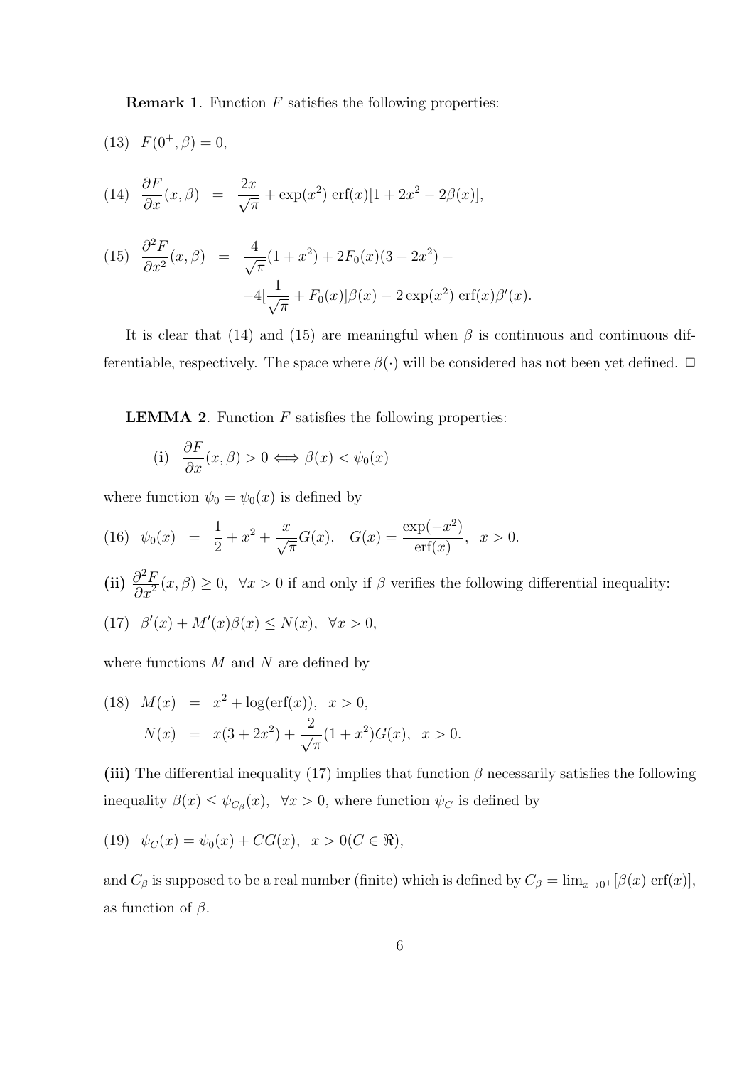**Remark 1**. Function $F$ satisfies the following properties:

$$(13) \quad F(0^+, \beta) = 0,$$

$$(14) \quad \frac{\partial F}{\partial x}(x, \beta) = \frac{2x}{\sqrt{\pi}} + \exp(x^2)\,\mathrm{erf}(x)[1 + 2x^2 - 2\beta(x)],$$

$$(15) \quad \frac{\partial^2 F}{\partial x^2}(x, \beta) = \frac{4}{\sqrt{\pi}}(1 + x^2) + 2F_0(x)(3 + 2x^2) - $$
$$-4[\frac{1}{\sqrt{\pi}} + F_0(x)]\beta(x) - 2\exp(x^2)\,\mathrm{erf}(x)\beta'(x).$$

It is clear that (14) and (15) are meaningful when $\beta$ is continuous and continuous differentiable, respectively. The space where $\beta(\cdot)$ will be considered has not been yet defined. $\Box$

**LEMMA 2**. Function $F$ satisfies the following properties:

$$(\mathbf{i}) \quad \frac{\partial F}{\partial x}(x, \beta) > 0 \Longleftrightarrow \beta(x) < \psi_0(x)$$

where function $\psi_0 = \psi_0(x)$ is defined by

$$(16) \quad \psi_0(x) = \frac{1}{2} + x^2 + \frac{x}{\sqrt{\pi}}G(x), \quad G(x) = \frac{\exp(-x^2)}{\mathrm{erf}(x)}, \quad x > 0.$$

**(ii)** $\dfrac{\partial^2 F}{\partial x^2}(x, \beta) \geq 0, \;\; \forall x > 0$ if and only if $\beta$ verifies the following differential inequality:

$$(17) \quad \beta'(x) + M'(x)\beta(x) \leq N(x), \quad \forall x > 0,$$

where functions $M$ and $N$ are defined by

$$(18) \quad M(x) = x^2 + \log(\mathrm{erf}(x)), \quad x > 0,$$
$$N(x) = x(3 + 2x^2) + \frac{2}{\sqrt{\pi}}(1 + x^2)G(x), \quad x > 0.$$

**(iii)** The differential inequality (17) implies that function $\beta$ necessarily satisfies the following inequality $\beta(x) \leq \psi_{C_\beta}(x), \;\; \forall x > 0$, where function $\psi_C$ is defined by

$$(19) \quad \psi_C(x) = \psi_0(x) + CG(x), \quad x > 0 (C \in \Re),$$

and $C_\beta$ is supposed to be a real number (finite) which is defined by $C_\beta = \lim_{x \to 0^+}[\beta(x)\,\mathrm{erf}(x)]$, as function of $\beta$.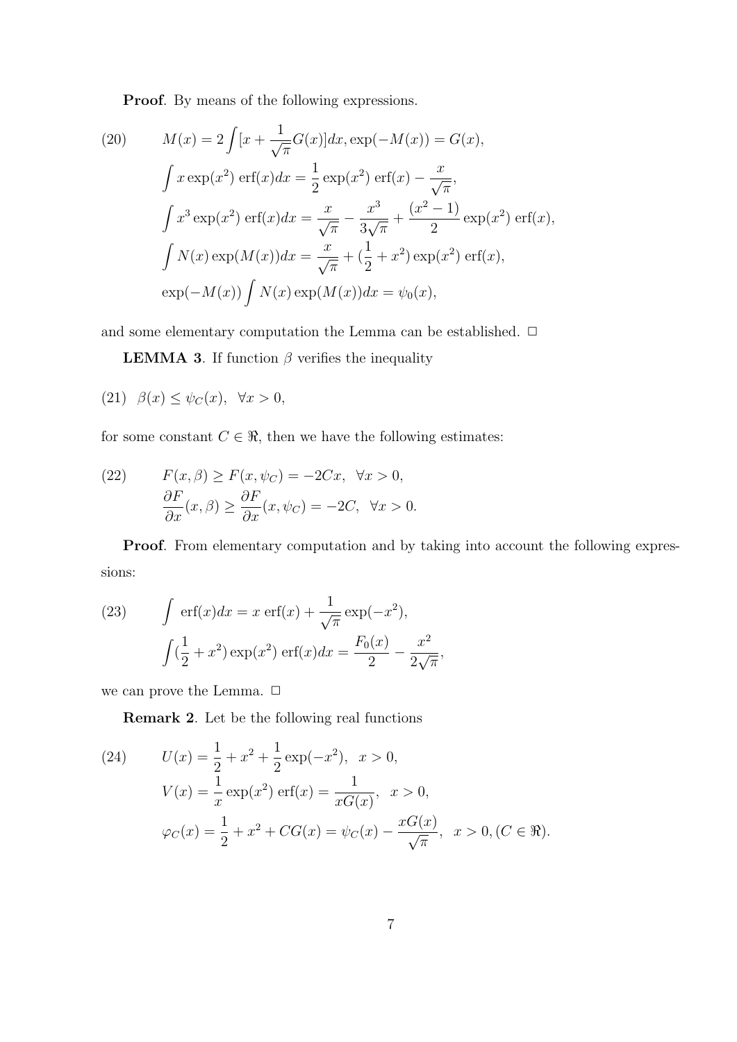**Proof**. By means of the following expressions.

$$
\begin{aligned}
(20) \qquad & M(x) = 2\int [x + \frac{1}{\sqrt{\pi}} G(x)] dx, \exp(-M(x)) = G(x), \\
& \int x \exp(x^2) \operatorname{erf}(x) dx = \frac{1}{2} \exp(x^2) \operatorname{erf}(x) - \frac{x}{\sqrt{\pi}}, \\
& \int x^3 \exp(x^2) \operatorname{erf}(x) dx = \frac{x}{\sqrt{\pi}} - \frac{x^3}{3\sqrt{\pi}} + \frac{(x^2-1)}{2} \exp(x^2) \operatorname{erf}(x), \\
& \int N(x) \exp(M(x)) dx = \frac{x}{\sqrt{\pi}} + (\frac{1}{2} + x^2) \exp(x^2) \operatorname{erf}(x), \\
& \exp(-M(x)) \int N(x) \exp(M(x)) dx = \psi_0(x),
\end{aligned}
$$

and some elementary computation the Lemma can be established. □

**LEMMA 3**. If function $\beta$ verifies the inequality

$$
(21) \quad \beta(x) \leq \psi_C(x), \quad \forall x > 0,
$$

for some constant $C \in \Re$, then we have the following estimates:

$$
\begin{aligned}
(22) \qquad & F(x, \beta) \geq F(x, \psi_C) = -2Cx, \quad \forall x > 0, \\
& \frac{\partial F}{\partial x}(x, \beta) \geq \frac{\partial F}{\partial x}(x, \psi_C) = -2C, \quad \forall x > 0.
\end{aligned}
$$

**Proof**. From elementary computation and by taking into account the following expressions:

$$
\begin{aligned}
(23) \qquad & \int \operatorname{erf}(x) dx = x \operatorname{erf}(x) + \frac{1}{\sqrt{\pi}} \exp(-x^2), \\
& \int (\frac{1}{2} + x^2) \exp(x^2) \operatorname{erf}(x) dx = \frac{F_0(x)}{2} - \frac{x^2}{2\sqrt{\pi}},
\end{aligned}
$$

we can prove the Lemma. □

**Remark 2**. Let be the following real functions

$$
\begin{aligned}
(24) \qquad & U(x) = \frac{1}{2} + x^2 + \frac{1}{2} \exp(-x^2), \quad x > 0, \\
& V(x) = \frac{1}{x} \exp(x^2) \operatorname{erf}(x) = \frac{1}{xG(x)}, \quad x > 0, \\
& \varphi_C(x) = \frac{1}{2} + x^2 + CG(x) = \psi_C(x) - \frac{xG(x)}{\sqrt{\pi}}, \quad x > 0, (C \in \Re).
\end{aligned}
$$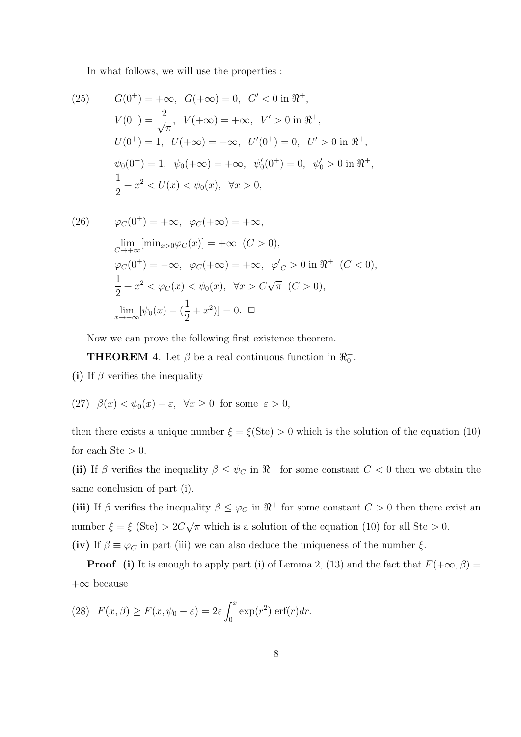In what follows, we will use the properties :

$$
\begin{aligned}
(25) \qquad & G(0^+) = +\infty, \;\; G(+\infty) = 0, \;\; G' < 0 \text{ in } \Re^+, \\
& V(0^+) = \frac{2}{\sqrt{\pi}}, \;\; V(+\infty) = +\infty, \;\; V' > 0 \text{ in } \Re^+, \\
& U(0^+) = 1, \;\; U(+\infty) = +\infty, \;\; U'(0^+) = 0, \;\; U' > 0 \text{ in } \Re^+, \\
& \psi_0(0^+) = 1, \;\; \psi_0(+\infty) = +\infty, \;\; \psi_0'(0^+) = 0, \;\; \psi_0' > 0 \text{ in } \Re^+, \\
& \frac{1}{2} + x^2 < U(x) < \psi_0(x), \;\; \forall x > 0,
\end{aligned}
$$

$$
\begin{aligned}
(26) \qquad & \varphi_C(0^+) = +\infty, \;\; \varphi_C(+\infty) = +\infty, \\
& \lim_{C \to +\infty} [\min_{x>0} \varphi_C(x)] = +\infty \;\; (C > 0), \\
& \varphi_C(0^+) = -\infty, \;\; \varphi_C(+\infty) = +\infty, \;\; {\varphi'}_C > 0 \text{ in } \Re^+ \;\; (C < 0), \\
& \frac{1}{2} + x^2 < \varphi_C(x) < \psi_0(x), \;\; \forall x > C\sqrt{\pi} \;\; (C > 0), \\
& \lim_{x \to +\infty} [\psi_0(x) - (\frac{1}{2} + x^2)] = 0. \;\; \square
\end{aligned}
$$

Now we can prove the following first existence theorem.

**THEOREM 4**. Let $\beta$ be a real continuous function in $\Re_0^+$.

**(i)** If $\beta$ verifies the inequality

$$
(27) \;\; \beta(x) < \psi_0(x) - \varepsilon, \;\; \forall x \geq 0 \;\; \text{for some} \;\; \varepsilon > 0,
$$

then there exists a unique number $\xi = \xi(\text{Ste}) > 0$ which is the solution of the equation (10) for each $\text{Ste} > 0$.

**(ii)** If $\beta$ verifies the inequality $\beta \leq \psi_C$ in $\Re^+$ for some constant $C < 0$ then we obtain the same conclusion of part (i).

**(iii)** If $\beta$ verifies the inequality $\beta \leq \varphi_C$ in $\Re^+$ for some constant $C > 0$ then there exist an number $\xi = \xi \;(\text{Ste}) > 2C\sqrt{\pi}$ which is a solution of the equation (10) for all $\text{Ste} > 0$.

**(iv)** If $\beta \equiv \varphi_C$ in part (iii) we can also deduce the uniqueness of the number $\xi$.

**Proof**. **(i)** It is enough to apply part (i) of Lemma 2, (13) and the fact that $F(+\infty, \beta) = +\infty$ because

$$
(28) \;\; F(x, \beta) \geq F(x, \psi_0 - \varepsilon) = 2\varepsilon \int_0^x \exp(r^2) \operatorname{erf}(r) dr.
$$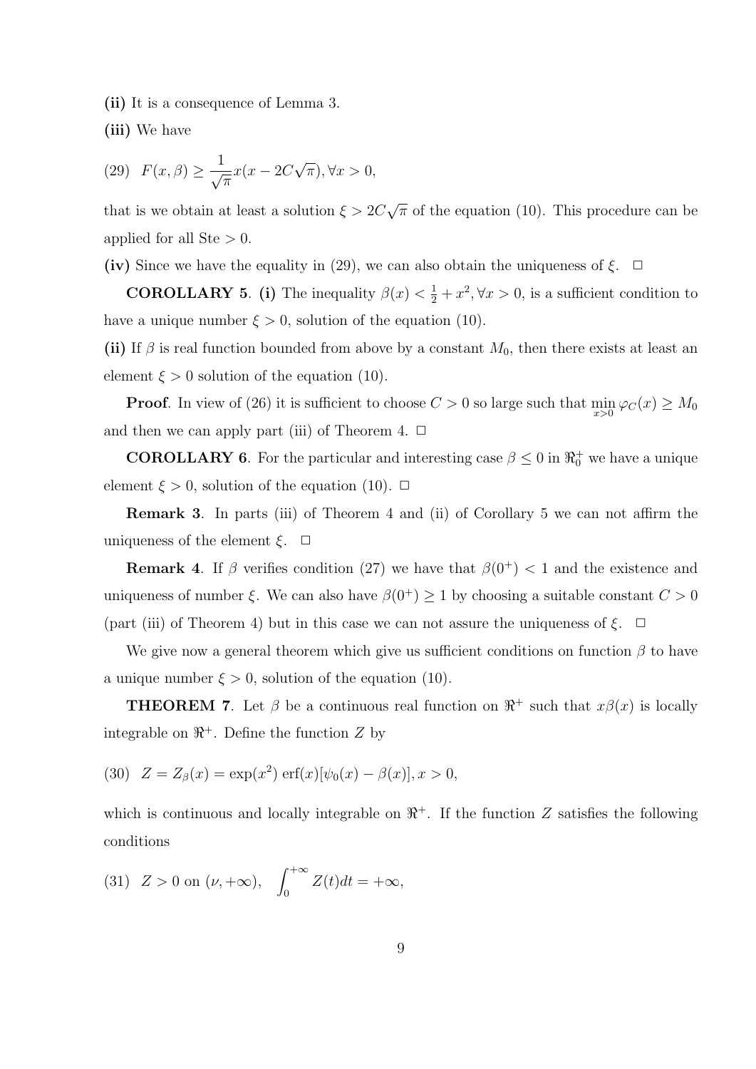**(ii)** It is a consequence of Lemma 3.

**(iii)** We have

$$(29)\quad F(x,\beta) \geq \frac{1}{\sqrt{\pi}} x(x - 2C\sqrt{\pi}), \forall x > 0,$$

that is we obtain at least a solution $\xi > 2C\sqrt{\pi}$ of the equation (10). This procedure can be applied for all Ste $> 0$.

**(iv)** Since we have the equality in (29), we can also obtain the uniqueness of $\xi$. $\Box$

**COROLLARY 5**. **(i)** The inequality $\beta(x) < \frac{1}{2} + x^2, \forall x > 0$, is a sufficient condition to have a unique number $\xi > 0$, solution of the equation (10).

**(ii)** If $\beta$ is real function bounded from above by a constant $M_0$, then there exists at least an element $\xi > 0$ solution of the equation (10).

**Proof**. In view of (26) it is sufficient to choose $C > 0$ so large such that $\min_{x>0} \varphi_C(x) \geq M_0$ and then we can apply part (iii) of Theorem 4. $\Box$

**COROLLARY 6**. For the particular and interesting case $\beta \leq 0$ in $\Re_0^+$ we have a unique element $\xi > 0$, solution of the equation (10). $\Box$

**Remark 3**. In parts (iii) of Theorem 4 and (ii) of Corollary 5 we can not affirm the uniqueness of the element $\xi$. $\Box$

**Remark 4**. If $\beta$ verifies condition (27) we have that $\beta(0^+) < 1$ and the existence and uniqueness of number $\xi$. We can also have $\beta(0^+) \geq 1$ by choosing a suitable constant $C > 0$ (part (iii) of Theorem 4) but in this case we can not assure the uniqueness of $\xi$. $\Box$

We give now a general theorem which give us sufficient conditions on function $\beta$ to have a unique number $\xi > 0$, solution of the equation (10).

**THEOREM 7**. Let $\beta$ be a continuous real function on $\Re^+$ such that $x\beta(x)$ is locally integrable on $\Re^+$. Define the function $Z$ by

$$(30)\quad Z = Z_\beta(x) = \exp(x^2)\operatorname{erf}(x)[\psi_0(x) - \beta(x)], x > 0,$$

which is continuous and locally integrable on $\Re^+$. If the function $Z$ satisfies the following conditions

$$(31)\quad Z > 0 \text{ on } (\nu, +\infty), \quad \int_0^{+\infty} Z(t)dt = +\infty,$$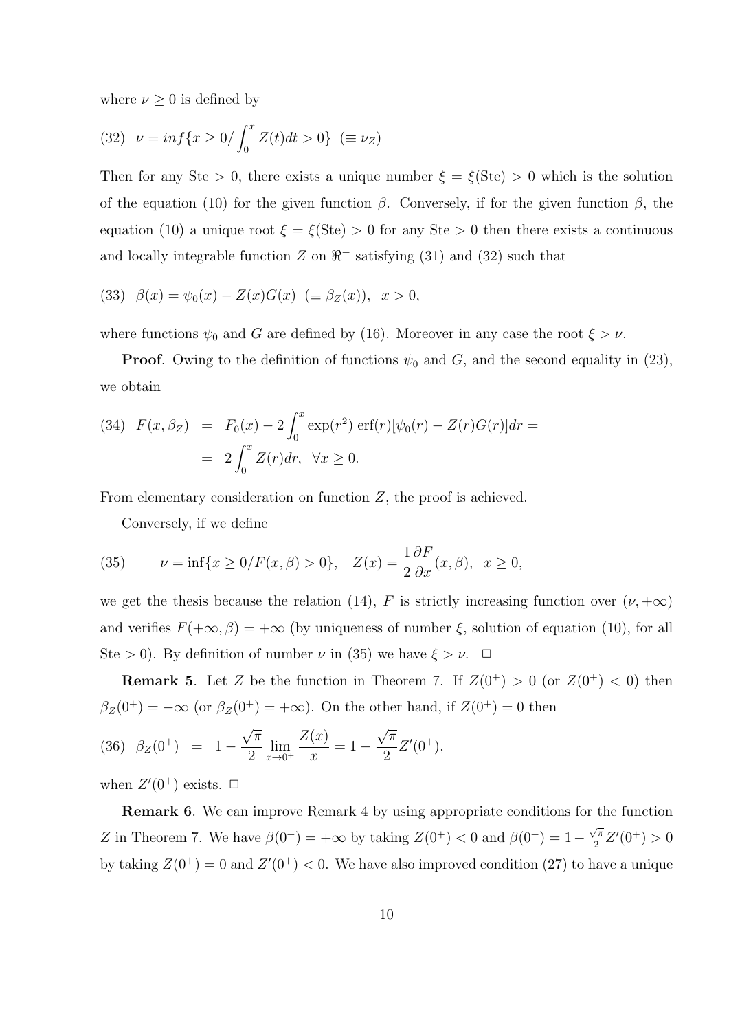where $\nu \geq 0$ is defined by

$$(32) \quad \nu = inf\{x \geq 0 / \int_0^x Z(t)dt > 0\} \ \ (\equiv \nu_Z)$$

Then for any Ste $> 0$, there exists a unique number $\xi = \xi(\text{Ste}) > 0$ which is the solution of the equation (10) for the given function $\beta$. Conversely, if for the given function $\beta$, the equation (10) a unique root $\xi = \xi(\text{Ste}) > 0$ for any Ste $> 0$ then there exists a continuous and locally integrable function $Z$ on $\Re^+$ satisfying (31) and (32) such that

$$(33) \quad \beta(x) = \psi_0(x) - Z(x)G(x) \ \ (\equiv \beta_Z(x)), \ \ x > 0,$$

where functions $\psi_0$ and $G$ are defined by (16). Moreover in any case the root $\xi > \nu$.

**Proof**. Owing to the definition of functions $\psi_0$ and $G$, and the second equality in (23), we obtain

$$(34) \quad \begin{aligned} F(x, \beta_Z) &= F_0(x) - 2\int_0^x \exp(r^2)\,\text{erf}(r)[\psi_0(r) - Z(r)G(r)]dr = \\ &= 2\int_0^x Z(r)dr, \ \ \forall x \geq 0. \end{aligned}$$

From elementary consideration on function $Z$, the proof is achieved.

Conversely, if we define

$$(35) \qquad \nu = \inf\{x \geq 0 / F(x, \beta) > 0\}, \quad Z(x) = \frac{1}{2}\frac{\partial F}{\partial x}(x, \beta), \ \ x \geq 0,$$

we get the thesis because the relation (14), $F$ is strictly increasing function over $(\nu, +\infty)$ and verifies $F(+\infty, \beta) = +\infty$ (by uniqueness of number $\xi$, solution of equation (10), for all Ste $> 0$). By definition of number $\nu$ in (35) we have $\xi > \nu$. $\square$

**Remark 5**. Let $Z$ be the function in Theorem 7. If $Z(0^+) > 0$ (or $Z(0^+) < 0$) then $\beta_Z(0^+) = -\infty$ (or $\beta_Z(0^+) = +\infty$). On the other hand, if $Z(0^+) = 0$ then

$$(36) \quad \beta_Z(0^+) \ = \ 1 - \frac{\sqrt{\pi}}{2}\lim_{x \to 0^+}\frac{Z(x)}{x} = 1 - \frac{\sqrt{\pi}}{2}Z'(0^+),$$

when $Z'(0^+)$ exists. $\square$

**Remark 6**. We can improve Remark 4 by using appropriate conditions for the function $Z$ in Theorem 7. We have $\beta(0^+) = +\infty$ by taking $Z(0^+) < 0$ and $\beta(0^+) = 1 - \frac{\sqrt{\pi}}{2}Z'(0^+) > 0$ by taking $Z(0^+) = 0$ and $Z'(0^+) < 0$. We have also improved condition (27) to have a unique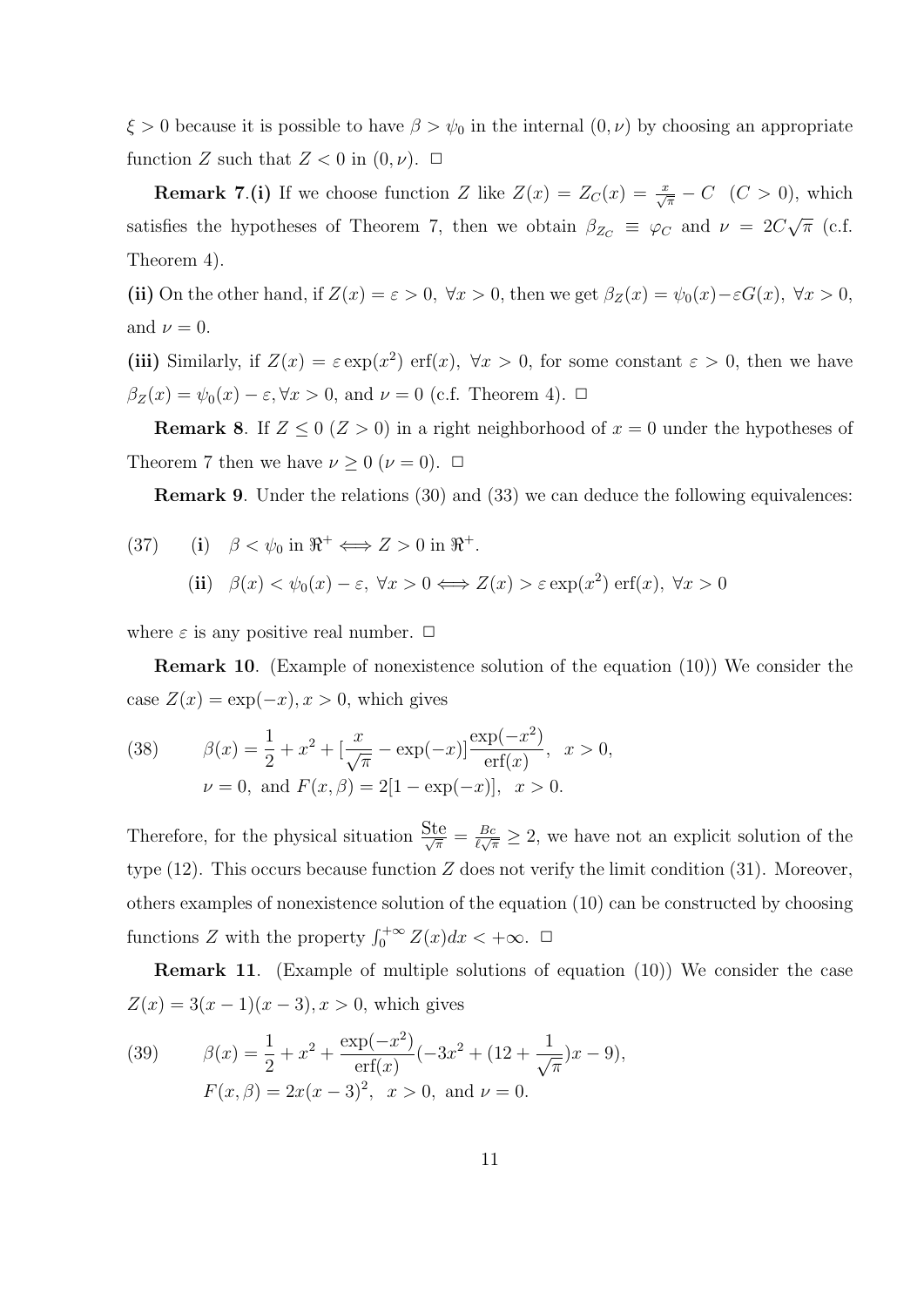$\xi > 0$ because it is possible to have $\beta > \psi_0$ in the internal $(0, \nu)$ by choosing an appropriate function $Z$ such that $Z < 0$ in $(0, \nu)$. □

**Remark 7.(i)** If we choose function $Z$ like $Z(x) = Z_C(x) = \frac{x}{\sqrt{\pi}} - C \quad (C > 0)$, which satisfies the hypotheses of Theorem 7, then we obtain $\beta_{Z_C} \equiv \varphi_C$ and $\nu = 2C\sqrt{\pi}$ (c.f. Theorem 4).

**(ii)** On the other hand, if $Z(x) = \varepsilon > 0, \ \forall x > 0$, then we get $\beta_Z(x) = \psi_0(x) - \varepsilon G(x), \ \forall x > 0$, and $\nu = 0$.

**(iii)** Similarly, if $Z(x) = \varepsilon \exp(x^2) \operatorname{erf}(x), \ \forall x > 0$, for some constant $\varepsilon > 0$, then we have $\beta_Z(x) = \psi_0(x) - \varepsilon, \forall x > 0$, and $\nu = 0$ (c.f. Theorem 4). □

**Remark 8**. If $Z \leq 0$ ($Z > 0$) in a right neighborhood of $x = 0$ under the hypotheses of Theorem 7 then we have $\nu \geq 0$ ($\nu = 0$). □

**Remark 9**. Under the relations (30) and (33) we can deduce the following equivalences:

$$
\begin{aligned}
(37) \qquad & \textbf{(i)} \quad \beta < \psi_0 \text{ in } \Re^+ \iff Z > 0 \text{ in } \Re^+. \\
& \textbf{(ii)} \quad \beta(x) < \psi_0(x) - \varepsilon, \ \forall x > 0 \iff Z(x) > \varepsilon \exp(x^2) \operatorname{erf}(x), \ \forall x > 0
\end{aligned}
$$

where $\varepsilon$ is any positive real number. □

**Remark 10**. (Example of nonexistence solution of the equation (10)) We consider the case $Z(x) = \exp(-x), x > 0$, which gives

$$
\begin{aligned}
(38) \qquad & \beta(x) = \frac{1}{2} + x^2 + [\frac{x}{\sqrt{\pi}} - \exp(-x)] \frac{\exp(-x^2)}{\operatorname{erf}(x)}, \ \ x > 0, \\
& \nu = 0, \ \text{and} \ F(x, \beta) = 2[1 - \exp(-x)], \ \ x > 0.
\end{aligned}
$$

Therefore, for the physical situation $\frac{\text{Ste}}{\sqrt{\pi}} = \frac{Bc}{\ell\sqrt{\pi}} \geq 2$, we have not an explicit solution of the type (12). This occurs because function $Z$ does not verify the limit condition (31). Moreover, others examples of nonexistence solution of the equation (10) can be constructed by choosing functions $Z$ with the property $\int_0^{+\infty} Z(x)dx < +\infty$. □

**Remark 11**. (Example of multiple solutions of equation (10)) We consider the case $Z(x) = 3(x-1)(x-3), x > 0$, which gives

$$
\begin{aligned}
(39) \qquad & \beta(x) = \frac{1}{2} + x^2 + \frac{\exp(-x^2)}{\operatorname{erf}(x)}(-3x^2 + (12 + \frac{1}{\sqrt{\pi}})x - 9), \\
& F(x, \beta) = 2x(x-3)^2, \ \ x > 0, \ \text{and} \ \nu = 0.
\end{aligned}
$$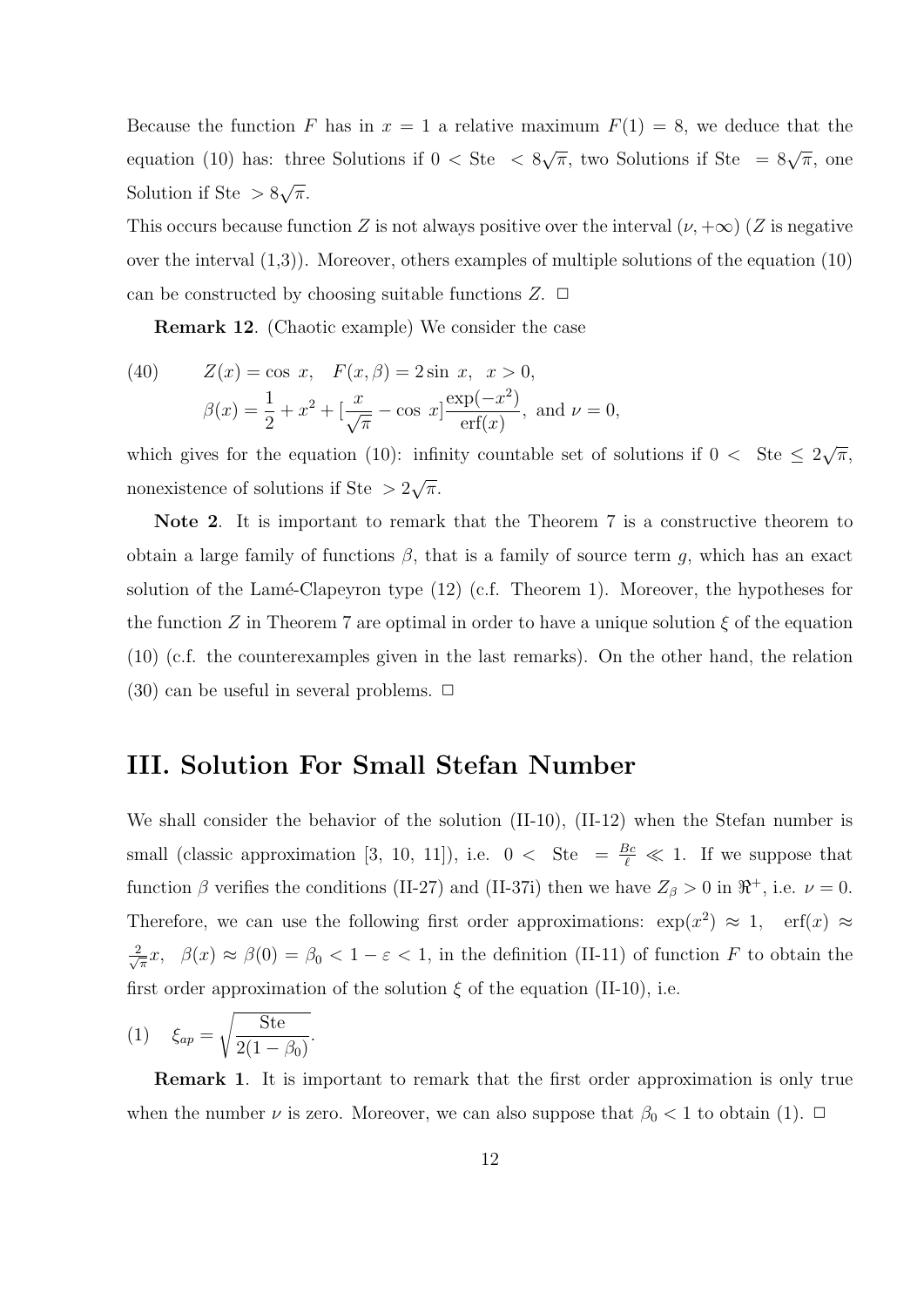Because the function $F$ has in $x = 1$ a relative maximum $F(1) = 8$, we deduce that the equation (10) has: three Solutions if $0 < \text{Ste} < 8\sqrt{\pi}$, two Solutions if $\text{Ste} = 8\sqrt{\pi}$, one Solution if $\text{Ste} > 8\sqrt{\pi}$.

This occurs because function $Z$ is not always positive over the interval $(\nu, +\infty)$ ($Z$ is negative over the interval (1,3)). Moreover, others examples of multiple solutions of the equation (10) can be constructed by choosing suitable functions $Z$. □

**Remark 12**. (Chaotic example) We consider the case

$$
\begin{aligned}
(40) \qquad & Z(x) = \cos\, x, \quad F(x, \beta) = 2 \sin\, x, \quad x > 0, \\
& \beta(x) = \frac{1}{2} + x^2 + [\frac{x}{\sqrt{\pi}} - \cos\, x] \frac{\exp(-x^2)}{\operatorname{erf}(x)}, \text{ and } \nu = 0,
\end{aligned}
$$

which gives for the equation (10): infinity countable set of solutions if $0 < \text{Ste} \leq 2\sqrt{\pi}$, nonexistence of solutions if $\text{Ste} > 2\sqrt{\pi}$.

**Note 2**. It is important to remark that the Theorem 7 is a constructive theorem to obtain a large family of functions $\beta$, that is a family of source term $g$, which has an exact solution of the Lamé-Clapeyron type (12) (c.f. Theorem 1). Moreover, the hypotheses for the function $Z$ in Theorem 7 are optimal in order to have a unique solution $\xi$ of the equation (10) (c.f. the counterexamples given in the last remarks). On the other hand, the relation (30) can be useful in several problems. □

## III. Solution For Small Stefan Number

We shall consider the behavior of the solution (II-10), (II-12) when the Stefan number is small (classic approximation [3, 10, 11]), i.e. $0 < \text{Ste} = \frac{Bc}{\ell} \ll 1$. If we suppose that function $\beta$ verifies the conditions (II-27) and (II-37i) then we have $Z_\beta > 0$ in $\Re^+$, i.e. $\nu = 0$. Therefore, we can use the following first order approximations: $\exp(x^2) \approx 1$, $\operatorname{erf}(x) \approx \frac{2}{\sqrt{\pi}}x$, $\beta(x) \approx \beta(0) = \beta_0 < 1 - \varepsilon < 1$, in the definition (II-11) of function $F$ to obtain the first order approximation of the solution $\xi$ of the equation (II-10), i.e.

$$
(1) \quad \xi_{ap} = \sqrt{\frac{\text{Ste}}{2(1 - \beta_0)}}.
$$

**Remark 1**. It is important to remark that the first order approximation is only true when the number $\nu$ is zero. Moreover, we can also suppose that $\beta_0 < 1$ to obtain (1). □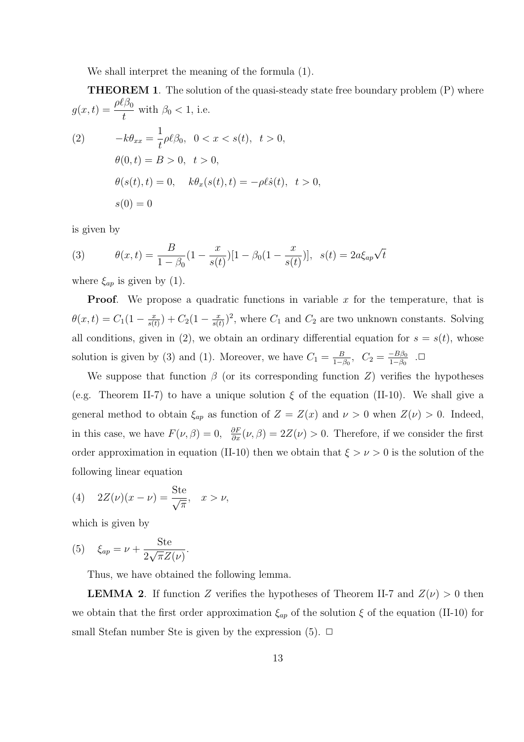We shall interpret the meaning of the formula (1).

**THEOREM 1**. The solution of the quasi-steady state free boundary problem (P) where $g(x,t) = \dfrac{\rho \ell \beta_0}{t}$ with $\beta_0 < 1$, i.e.

$$
\begin{aligned}
(2) \qquad & -k\theta_{xx} = \frac{1}{t}\rho \ell \beta_0, \quad 0 < x < s(t), \quad t > 0, \\
& \theta(0,t) = B > 0, \quad t > 0, \\
& \theta(s(t),t) = 0, \quad k\theta_x(s(t),t) = -\rho \ell \dot{s}(t), \quad t > 0, \\
& s(0) = 0
\end{aligned}
$$

is given by

$$
(3) \qquad \theta(x,t) = \frac{B}{1-\beta_0}\left(1 - \frac{x}{s(t)}\right)\left[1 - \beta_0\left(1 - \frac{x}{s(t)}\right)\right], \quad s(t) = 2a\xi_{ap}\sqrt{t}
$$

where $\xi_{ap}$ is given by (1).

**Proof**. We propose a quadratic functions in variable $x$ for the temperature, that is $\theta(x,t) = C_1(1 - \frac{x}{s(t)}) + C_2(1 - \frac{x}{s(t)})^2$, where $C_1$ and $C_2$ are two unknown constants. Solving all conditions, given in (2), we obtain an ordinary differential equation for $s = s(t)$, whose solution is given by (3) and (1). Moreover, we have $C_1 = \frac{B}{1-\beta_0}$, $C_2 = \frac{-B\beta_0}{1-\beta_0}$ .□

We suppose that function $\beta$ (or its corresponding function $Z$) verifies the hypotheses (e.g. Theorem II-7) to have a unique solution $\xi$ of the equation (II-10). We shall give a general method to obtain $\xi_{ap}$ as function of $Z = Z(x)$ and $\nu > 0$ when $Z(\nu) > 0$. Indeed, in this case, we have $F(\nu, \beta) = 0$, $\frac{\partial F}{\partial x}(\nu, \beta) = 2Z(\nu) > 0$. Therefore, if we consider the first order approximation in equation (II-10) then we obtain that $\xi > \nu > 0$ is the solution of the following linear equation

$$
(4) \quad 2Z(\nu)(x - \nu) = \frac{\text{Ste}}{\sqrt{\pi}}, \quad x > \nu,
$$

which is given by

$$
(5) \quad \xi_{ap} = \nu + \frac{\text{Ste}}{2\sqrt{\pi}Z(\nu)}.
$$

Thus, we have obtained the following lemma.

**LEMMA 2**. If function $Z$ verifies the hypotheses of Theorem II-7 and $Z(\nu) > 0$ then we obtain that the first order approximation $\xi_{ap}$ of the solution $\xi$ of the equation (II-10) for small Stefan number Ste is given by the expression (5). □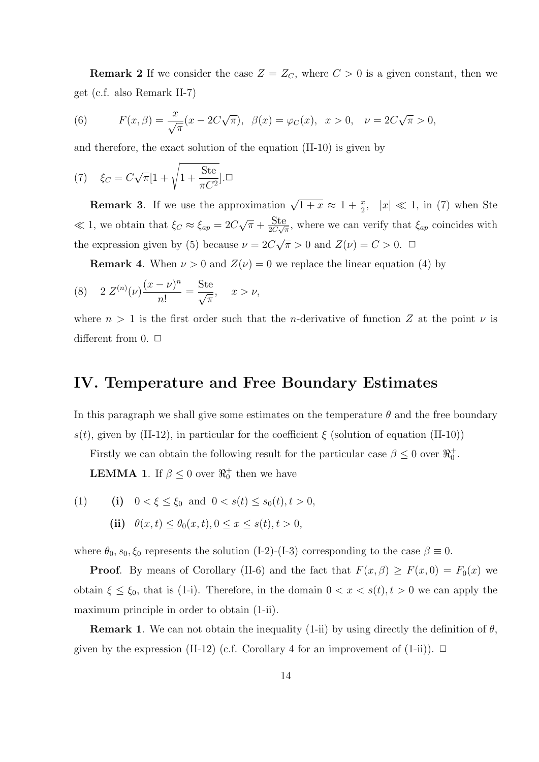**Remark 2** If we consider the case $Z = Z_C$, where $C > 0$ is a given constant, then we get (c.f. also Remark II-7)

$$(6) \qquad F(x, \beta) = \frac{x}{\sqrt{\pi}}(x - 2C\sqrt{\pi}), \quad \beta(x) = \varphi_C(x), \quad x > 0, \quad \nu = 2C\sqrt{\pi} > 0,$$

and therefore, the exact solution of the equation (II-10) is given by

$$(7) \quad \xi_C = C\sqrt{\pi}[1 + \sqrt{1 + \frac{\text{Ste}}{\pi C^2}}].\square$$

**Remark 3**. If we use the approximation $\sqrt{1+x} \approx 1 + \frac{x}{2}, \quad |x| \ll 1$, in (7) when Ste $\ll 1$, we obtain that $\xi_C \approx \xi_{ap} = 2C\sqrt{\pi} + \frac{\text{Ste}}{2C\sqrt{\pi}}$, where we can verify that $\xi_{ap}$ coincides with the expression given by (5) because $\nu = 2C\sqrt{\pi} > 0$ and $Z(\nu) = C > 0$. $\square$

**Remark 4**. When $\nu > 0$ and $Z(\nu) = 0$ we replace the linear equation (4) by

$$(8) \quad 2\, Z^{(n)}(\nu)\frac{(x-\nu)^n}{n!} = \frac{\text{Ste}}{\sqrt{\pi}}, \quad x > \nu,$$

where $n > 1$ is the first order such that the $n$-derivative of function $Z$ at the point $\nu$ is different from 0. $\square$

## IV. Temperature and Free Boundary Estimates

In this paragraph we shall give some estimates on the temperature $\theta$ and the free boundary $s(t)$, given by (II-12), in particular for the coefficient $\xi$ (solution of equation (II-10))

Firstly we can obtain the following result for the particular case $\beta \leq 0$ over $\Re_0^+$.

**LEMMA 1**. If $\beta \leq 0$ over $\Re_0^+$ then we have

$$(1) \qquad \textbf{(i)} \quad 0 < \xi \leq \xi_0 \;\text{ and }\; 0 < s(t) \leq s_0(t), t > 0,$$

$$\textbf{(ii)} \quad \theta(x,t) \leq \theta_0(x,t), 0 \leq x \leq s(t), t > 0,$$

where $\theta_0, s_0, \xi_0$ represents the solution (I-2)-(I-3) corresponding to the case $\beta \equiv 0$.

**Proof**. By means of Corollary (II-6) and the fact that $F(x, \beta) \geq F(x, 0) = F_0(x)$ we obtain $\xi \leq \xi_0$, that is (1-i). Therefore, in the domain $0 < x < s(t), t > 0$ we can apply the maximum principle in order to obtain (1-ii).

**Remark 1**. We can not obtain the inequality (1-ii) by using directly the definition of $\theta$, given by the expression (II-12) (c.f. Corollary 4 for an improvement of (1-ii)). $\square$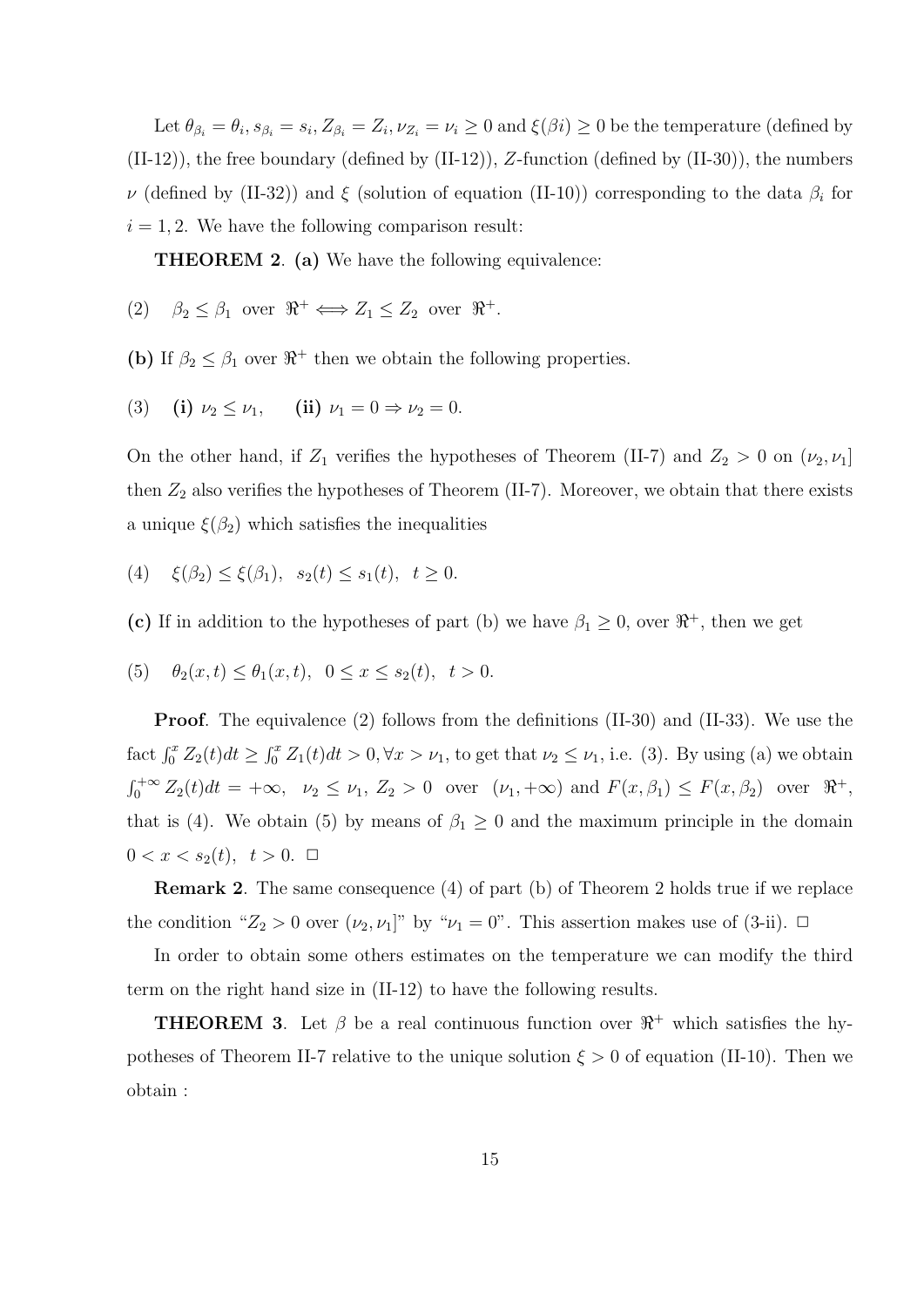Let $\theta_{\beta_i} = \theta_i, s_{\beta_i} = s_i, Z_{\beta_i} = Z_i, \nu_{Z_i} = \nu_i \geq 0$ and $\xi(\beta i) \geq 0$ be the temperature (defined by (II-12)), the free boundary (defined by (II-12)), $Z$-function (defined by (II-30)), the numbers $\nu$ (defined by (II-32)) and $\xi$ (solution of equation (II-10)) corresponding to the data $\beta_i$ for $i = 1, 2$. We have the following comparison result:

**THEOREM 2**. **(a)** We have the following equivalence:

$$(2) \quad \beta_2 \leq \beta_1 \ \text{ over } \ \Re^+ \Longleftrightarrow Z_1 \leq Z_2 \ \text{ over } \ \Re^+.$$

**(b)** If $\beta_2 \leq \beta_1$ over $\Re^+$ then we obtain the following properties.

$$(3) \quad \textbf{(i)} \ \nu_2 \leq \nu_1, \qquad \textbf{(ii)} \ \nu_1 = 0 \Rightarrow \nu_2 = 0.$$

On the other hand, if $Z_1$ verifies the hypotheses of Theorem (II-7) and $Z_2 > 0$ on $(\nu_2, \nu_1]$ then $Z_2$ also verifies the hypotheses of Theorem (II-7). Moreover, we obtain that there exists a unique $\xi(\beta_2)$ which satisfies the inequalities

$$(4) \quad \xi(\beta_2) \leq \xi(\beta_1), \ \ s_2(t) \leq s_1(t), \ \ t \geq 0.$$

**(c)** If in addition to the hypotheses of part (b) we have $\beta_1 \geq 0$, over $\Re^+$, then we get

$$(5) \quad \theta_2(x,t) \leq \theta_1(x,t), \ \ 0 \leq x \leq s_2(t), \ \ t > 0.$$

**Proof**. The equivalence (2) follows from the definitions (II-30) and (II-33). We use the fact $\int_0^x Z_2(t)dt \geq \int_0^x Z_1(t)dt > 0, \forall x > \nu_1$, to get that $\nu_2 \leq \nu_1$, i.e. (3). By using (a) we obtain $\int_0^{+\infty} Z_2(t)dt = +\infty, \ \ \nu_2 \leq \nu_1, \ Z_2 > 0 \ \text{ over } \ (\nu_1, +\infty)$ and $F(x, \beta_1) \leq F(x, \beta_2)$ over $\Re^+$, that is (4). We obtain (5) by means of $\beta_1 \geq 0$ and the maximum principle in the domain $0 < x < s_2(t), \ \ t > 0$. □

**Remark 2**. The same consequence (4) of part (b) of Theorem 2 holds true if we replace the condition "$Z_2 > 0$ over $(\nu_2, \nu_1]$" by "$\nu_1 = 0$". This assertion makes use of (3-ii). □

In order to obtain some others estimates on the temperature we can modify the third term on the right hand size in (II-12) to have the following results.

**THEOREM 3**. Let $\beta$ be a real continuous function over $\Re^+$ which satisfies the hypotheses of Theorem II-7 relative to the unique solution $\xi > 0$ of equation (II-10). Then we obtain :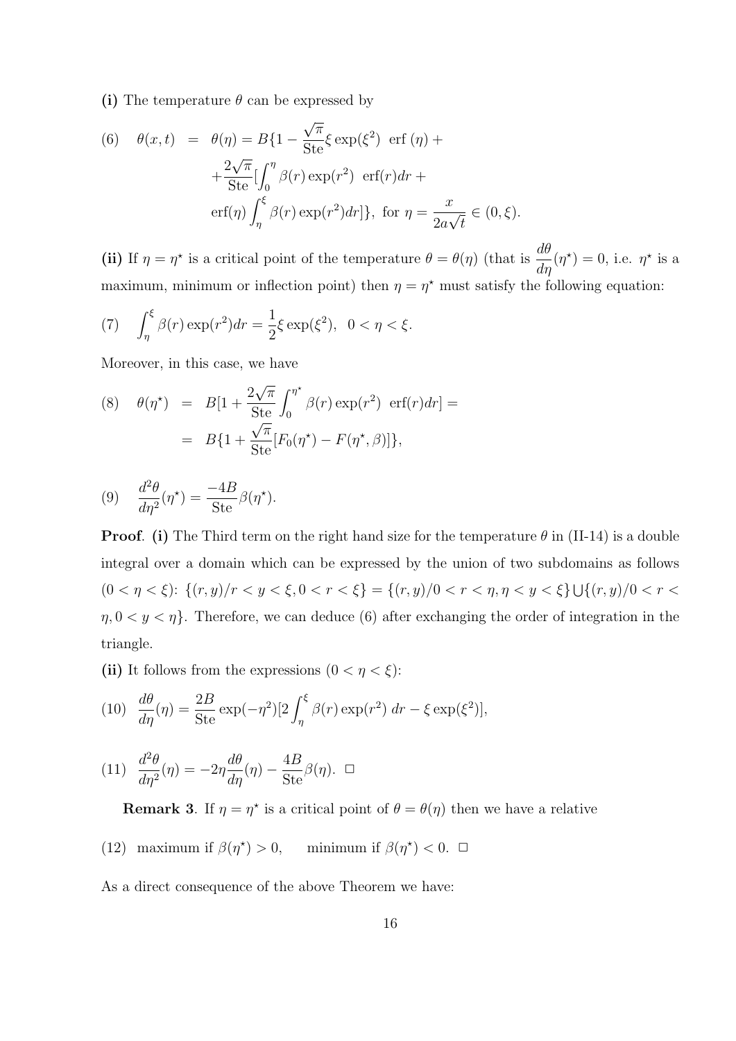**(i)** The temperature $\theta$ can be expressed by

$$
\begin{aligned}
(6) \quad \theta(x,t) &= \theta(\eta) = B\{1 - \frac{\sqrt{\pi}}{\text{Ste}}\xi \exp(\xi^2) \ \text{erf}\,(\eta) + \\
&+ \frac{2\sqrt{\pi}}{\text{Ste}}[\int_0^\eta \beta(r)\exp(r^2) \ \text{erf}(r)dr + \\
&\text{erf}(\eta)\int_\eta^\xi \beta(r)\exp(r^2)dr]\}, \ \text{for } \eta = \frac{x}{2a\sqrt{t}} \in (0,\xi).
\end{aligned}
$$

**(ii)** If $\eta = \eta^\star$ is a critical point of the temperature $\theta = \theta(\eta)$ (that is $\frac{d\theta}{d\eta}(\eta^\star) = 0$, i.e. $\eta^\star$ is a maximum, minimum or inflection point) then $\eta = \eta^\star$ must satisfy the following equation:

$$
(7) \quad \int_\eta^\xi \beta(r)\exp(r^2)dr = \frac{1}{2}\xi\exp(\xi^2), \ \ 0 < \eta < \xi.
$$

Moreover, in this case, we have

$$
\begin{aligned}
(8) \quad \theta(\eta^\star) &= B[1 + \frac{2\sqrt{\pi}}{\text{Ste}}\int_0^{\eta^\star} \beta(r)\exp(r^2) \ \text{erf}(r)dr] = \\
&= B\{1 + \frac{\sqrt{\pi}}{\text{Ste}}[F_0(\eta^\star) - F(\eta^\star, \beta)]\},
\end{aligned}
$$

$$
(9) \quad \frac{d^2\theta}{d\eta^2}(\eta^\star) = \frac{-4B}{\text{Ste}}\beta(\eta^\star).
$$

**Proof**. **(i)** The Third term on the right hand size for the temperature $\theta$ in (II-14) is a double integral over a domain which can be expressed by the union of two subdomains as follows $(0 < \eta < \xi)$: $\{(r,y)/r < y < \xi, 0 < r < \xi\} = \{(r,y)/0 < r < \eta, \eta < y < \xi\} \bigcup \{(r,y)/0 < r < \eta, 0 < y < \eta\}$. Therefore, we can deduce (6) after exchanging the order of integration in the triangle.

**(ii)** It follows from the expressions $(0 < \eta < \xi)$:

$$
(10) \quad \frac{d\theta}{d\eta}(\eta) = \frac{2B}{\text{Ste}}\exp(-\eta^2)[2\int_\eta^\xi \beta(r)\exp(r^2) \ dr - \xi\exp(\xi^2)],
$$

$$
(11) \quad \frac{d^2\theta}{d\eta^2}(\eta) = -2\eta\frac{d\theta}{d\eta}(\eta) - \frac{4B}{\text{Ste}}\beta(\eta). \ \ \square
$$

**Remark 3**. If $\eta = \eta^\star$ is a critical point of $\theta = \theta(\eta)$ then we have a relative

$$
(12) \quad \text{maximum if } \beta(\eta^\star) > 0, \qquad \text{minimum if } \beta(\eta^\star) < 0. \ \ \square
$$

As a direct consequence of the above Theorem we have: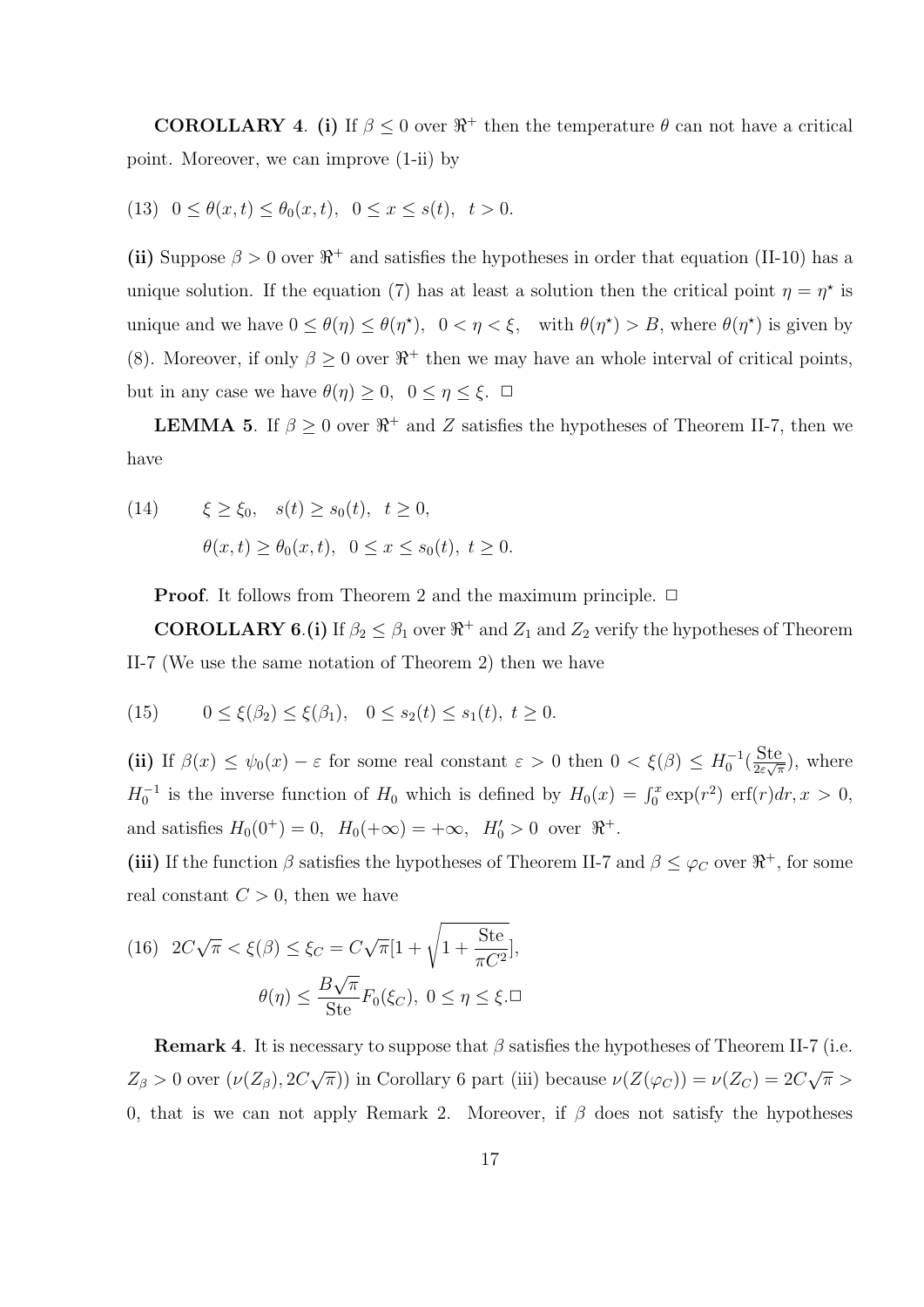**COROLLARY 4**. **(i)** If $\beta \leq 0$ over $\Re^+$ then the temperature $\theta$ can not have a critical point. Moreover, we can improve (1-ii) by

(13) $\quad 0 \leq \theta(x,t) \leq \theta_0(x,t), \quad 0 \leq x \leq s(t), \quad t > 0.$

**(ii)** Suppose $\beta > 0$ over $\Re^+$ and satisfies the hypotheses in order that equation (II-10) has a unique solution. If the equation (7) has at least a solution then the critical point $\eta = \eta^\star$ is unique and we have $0 \leq \theta(\eta) \leq \theta(\eta^\star), \quad 0 < \eta < \xi, \quad$ with $\theta(\eta^\star) > B$, where $\theta(\eta^\star)$ is given by (8). Moreover, if only $\beta \geq 0$ over $\Re^+$ then we may have an whole interval of critical points, but in any case we have $\theta(\eta) \geq 0, \quad 0 \leq \eta \leq \xi.$ □

**LEMMA 5**. If $\beta \geq 0$ over $\Re^+$ and $Z$ satisfies the hypotheses of Theorem II-7, then we have

(14) $$\xi \geq \xi_0, \quad s(t) \geq s_0(t), \quad t \geq 0,$$
$$\theta(x,t) \geq \theta_0(x,t), \quad 0 \leq x \leq s_0(t), \; t \geq 0.$$

**Proof**. It follows from Theorem 2 and the maximum principle. □

**COROLLARY 6**.**(i)** If $\beta_2 \leq \beta_1$ over $\Re^+$ and $Z_1$ and $Z_2$ verify the hypotheses of Theorem II-7 (We use the same notation of Theorem 2) then we have

(15) $$0 \leq \xi(\beta_2) \leq \xi(\beta_1), \quad 0 \leq s_2(t) \leq s_1(t), \; t \geq 0.$$

**(ii)** If $\beta(x) \leq \psi_0(x) - \varepsilon$ for some real constant $\varepsilon > 0$ then $0 < \xi(\beta) \leq H_0^{-1}(\frac{\text{Ste}}{2\varepsilon\sqrt{\pi}})$, where $H_0^{-1}$ is the inverse function of $H_0$ which is defined by $H_0(x) = \int_0^x \exp(r^2)\,\text{erf}(r)dr, x > 0$, and satisfies $H_0(0^+) = 0, \;\; H_0(+\infty) = +\infty, \;\; H_0' > 0 \;$ over $\; \Re^+$.

**(iii)** If the function $\beta$ satisfies the hypotheses of Theorem II-7 and $\beta \leq \varphi_C$ over $\Re^+$, for some real constant $C > 0$, then we have

(16) $$2C\sqrt{\pi} < \xi(\beta) \leq \xi_C = C\sqrt{\pi}[1 + \sqrt{1 + \frac{\text{Ste}}{\pi C^2}}],$$
$$\theta(\eta) \leq \frac{B\sqrt{\pi}}{\text{Ste}} F_0(\xi_C), \; 0 \leq \eta \leq \xi. \square$$

**Remark 4**. It is necessary to suppose that $\beta$ satisfies the hypotheses of Theorem II-7 (i.e. $Z_\beta > 0$ over $(\nu(Z_\beta), 2C\sqrt{\pi}))$ in Corollary 6 part (iii) because $\nu(Z(\varphi_C)) = \nu(Z_C) = 2C\sqrt{\pi} > 0$, that is we can not apply Remark 2. Moreover, if $\beta$ does not satisfy the hypotheses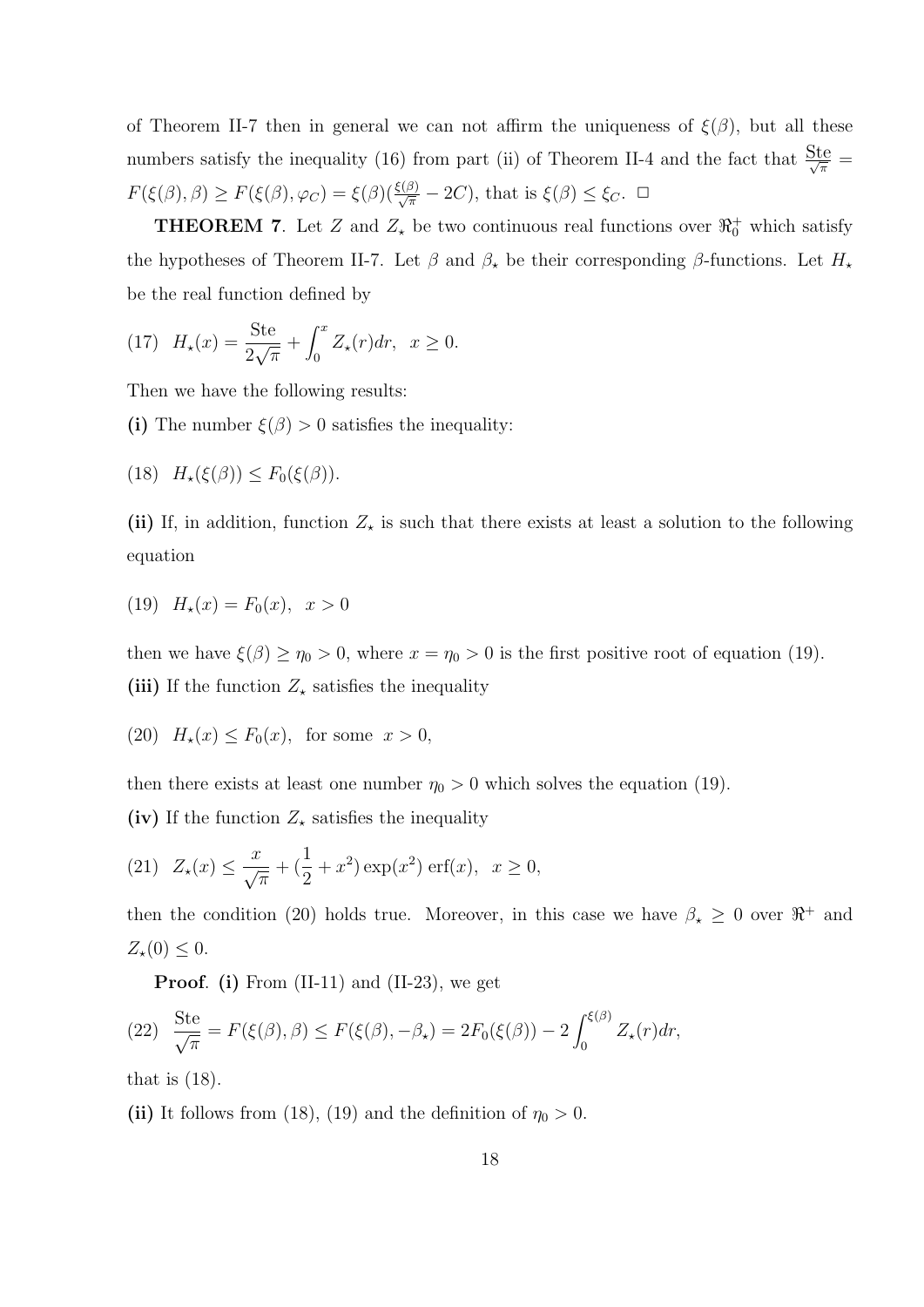of Theorem II-7 then in general we can not affirm the uniqueness of $\xi(\beta)$, but all these numbers satisfy the inequality (16) from part (ii) of Theorem II-4 and the fact that $\frac{\text{Ste}}{\sqrt{\pi}} = F(\xi(\beta),\beta) \geq F(\xi(\beta),\varphi_C) = \xi(\beta)(\frac{\xi(\beta)}{\sqrt{\pi}} - 2C)$, that is $\xi(\beta) \leq \xi_C$. □

**THEOREM 7**. Let $Z$ and $Z_\star$ be two continuous real functions over $\Re_0^+$ which satisfy the hypotheses of Theorem II-7. Let $\beta$ and $\beta_\star$ be their corresponding $\beta$-functions. Let $H_\star$ be the real function defined by

$$(17) \quad H_\star(x) = \frac{\text{Ste}}{2\sqrt{\pi}} + \int_0^x Z_\star(r)dr, \quad x \geq 0.$$

Then we have the following results:

**(i)** The number $\xi(\beta) > 0$ satisfies the inequality:

$$(18) \quad H_\star(\xi(\beta)) \leq F_0(\xi(\beta)).$$

**(ii)** If, in addition, function $Z_\star$ is such that there exists at least a solution to the following equation

$$(19) \quad H_\star(x) = F_0(x), \quad x > 0$$

then we have $\xi(\beta) \geq \eta_0 > 0$, where $x = \eta_0 > 0$ is the first positive root of equation (19).

**(iii)** If the function $Z_\star$ satisfies the inequality

$$(20) \quad H_\star(x) \leq F_0(x), \quad \text{for some} \quad x > 0,$$

then there exists at least one number $\eta_0 > 0$ which solves the equation (19).

**(iv)** If the function $Z_\star$ satisfies the inequality

$$(21) \quad Z_\star(x) \leq \frac{x}{\sqrt{\pi}} + (\frac{1}{2} + x^2)\exp(x^2)\,\text{erf}(x), \quad x \geq 0,$$

then the condition (20) holds true. Moreover, in this case we have $\beta_\star \geq 0$ over $\Re^+$ and $Z_\star(0) \leq 0$.

**Proof**. **(i)** From (II-11) and (II-23), we get

$$(22) \quad \frac{\text{Ste}}{\sqrt{\pi}} = F(\xi(\beta),\beta) \leq F(\xi(\beta),-\beta_\star) = 2F_0(\xi(\beta)) - 2\int_0^{\xi(\beta)} Z_\star(r)dr,$$

that is (18).

**(ii)** It follows from (18), (19) and the definition of $\eta_0 > 0$.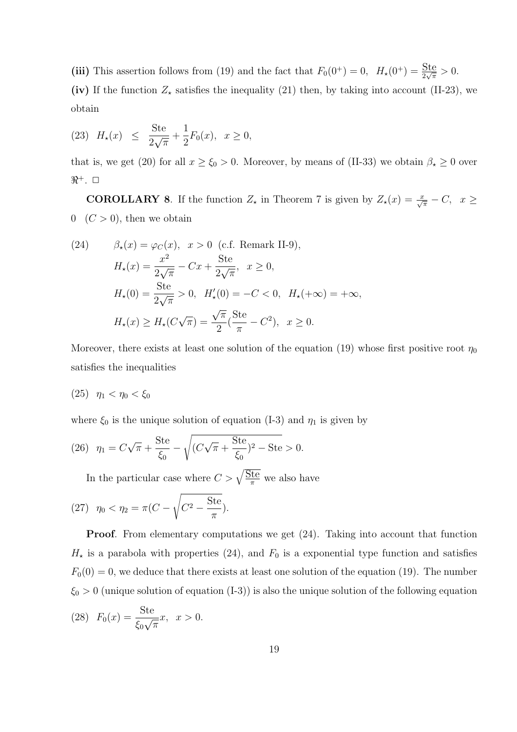**(iii)** This assertion follows from (19) and the fact that $F_0(0^+) = 0, \;\; H_\star(0^+) = \frac{\text{Ste}}{2\sqrt{\pi}} > 0$.

**(iv)** If the function $Z_\star$ satisfies the inequality (21) then, by taking into account (II-23), we obtain

$$(23) \;\; H_\star(x) \;\; \leq \;\; \frac{\text{Ste}}{2\sqrt{\pi}} + \frac{1}{2}F_0(x), \;\; x \geq 0,$$

that is, we get (20) for all $x \geq \xi_0 > 0$. Moreover, by means of (II-33) we obtain $\beta_\star \geq 0$ over $\Re^+$. $\square$

**COROLLARY 8**. If the function $Z_\star$ in Theorem 7 is given by $Z_\star(x) = \frac{x}{\sqrt{\pi}} - C, \;\; x \geq 0 \;\; (C > 0)$, then we obtain

$$(24) \qquad \beta_\star(x) = \varphi_C(x), \;\; x > 0 \;\; \text{(c.f. Remark II-9)},$$
$$H_\star(x) = \frac{x^2}{2\sqrt{\pi}} - Cx + \frac{\text{Ste}}{2\sqrt{\pi}}, \;\; x \geq 0,$$
$$H_\star(0) = \frac{\text{Ste}}{2\sqrt{\pi}} > 0, \;\; H'_\star(0) = -C < 0, \;\; H_\star(+\infty) = +\infty,$$
$$H_\star(x) \geq H_\star(C\sqrt{\pi}) = \frac{\sqrt{\pi}}{2}(\frac{\text{Ste}}{\pi} - C^2), \;\; x \geq 0.$$

Moreover, there exists at least one solution of the equation (19) whose first positive root $\eta_0$ satisfies the inequalities

$$(25) \;\; \eta_1 < \eta_0 < \xi_0$$

where $\xi_0$ is the unique solution of equation (I-3) and $\eta_1$ is given by

$$(26) \;\; \eta_1 = C\sqrt{\pi} + \frac{\text{Ste}}{\xi_0} - \sqrt{(C\sqrt{\pi} + \frac{\text{Ste}}{\xi_0})^2 - \text{Ste}} > 0.$$

In the particular case where $C > \sqrt{\frac{\text{Ste}}{\pi}}$ we also have

$$(27) \;\; \eta_0 < \eta_2 = \pi(C - \sqrt{C^2 - \frac{\text{Ste}}{\pi}}).$$

**Proof**. From elementary computations we get (24). Taking into account that function $H_\star$ is a parabola with properties (24), and $F_0$ is a exponential type function and satisfies $F_0(0) = 0$, we deduce that there exists at least one solution of the equation (19). The number $\xi_0 > 0$ (unique solution of equation (I-3)) is also the unique solution of the following equation

$$(28) \;\; F_0(x) = \frac{\text{Ste}}{\xi_0\sqrt{\pi}}x, \;\; x > 0.$$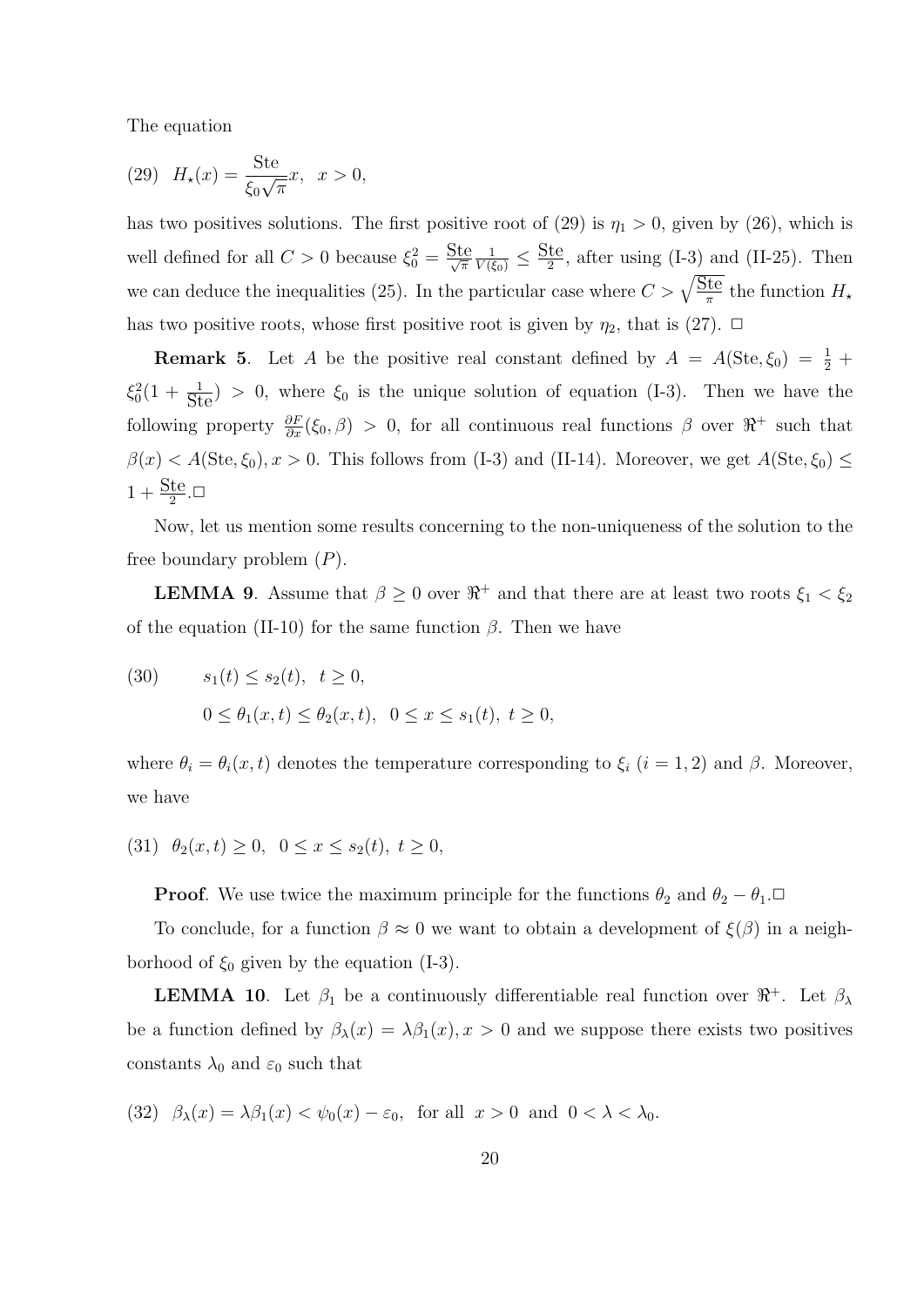The equation

$$(29)\quad H_{\star}(x) = \frac{\text{Ste}}{\xi_0\sqrt{\pi}}x, \;\; x > 0,$$

has two positives solutions. The first positive root of (29) is $\eta_1 > 0$, given by (26), which is well defined for all $C > 0$ because $\xi_0^2 = \frac{\text{Ste}}{\sqrt{\pi}}\frac{1}{V(\xi_0)} \leq \frac{\text{Ste}}{2}$, after using (I-3) and (II-25). Then we can deduce the inequalities (25). In the particular case where $C > \sqrt{\frac{\text{Ste}}{\pi}}$ the function $H_\star$ has two positive roots, whose first positive root is given by $\eta_2$, that is (27). □

**Remark 5**. Let $A$ be the positive real constant defined by $A = A(\text{Ste}, \xi_0) = \frac{1}{2} + \xi_0^2(1 + \frac{1}{\text{Ste}}) > 0$, where $\xi_0$ is the unique solution of equation (I-3). Then we have the following property $\frac{\partial F}{\partial x}(\xi_0, \beta) > 0$, for all continuous real functions $\beta$ over $\Re^+$ such that $\beta(x) < A(\text{Ste}, \xi_0), x > 0$. This follows from (I-3) and (II-14). Moreover, we get $A(\text{Ste}, \xi_0) \leq 1 + \frac{\text{Ste}}{2}$.□

Now, let us mention some results concerning to the non-uniqueness of the solution to the free boundary problem $(P)$.

**LEMMA 9**. Assume that $\beta \geq 0$ over $\Re^+$ and that there are at least two roots $\xi_1 < \xi_2$ of the equation (II-10) for the same function $\beta$. Then we have

$$(30)\qquad s_1(t) \leq s_2(t), \;\; t \geq 0,$$

$$0 \leq \theta_1(x,t) \leq \theta_2(x,t), \;\; 0 \leq x \leq s_1(t), \; t \geq 0,$$

where $\theta_i = \theta_i(x,t)$ denotes the temperature corresponding to $\xi_i$ $(i = 1, 2)$ and $\beta$. Moreover, we have

$$(31)\quad \theta_2(x,t) \geq 0, \;\; 0 \leq x \leq s_2(t), \; t \geq 0,$$

**Proof**. We use twice the maximum principle for the functions $\theta_2$ and $\theta_2 - \theta_1$.□

To conclude, for a function $\beta \approx 0$ we want to obtain a development of $\xi(\beta)$ in a neighborhood of $\xi_0$ given by the equation (I-3).

**LEMMA 10**. Let $\beta_1$ be a continuously differentiable real function over $\Re^+$. Let $\beta_\lambda$ be a function defined by $\beta_\lambda(x) = \lambda\beta_1(x), x > 0$ and we suppose there exists two positives constants $\lambda_0$ and $\varepsilon_0$ such that

$$(32)\quad \beta_\lambda(x) = \lambda\beta_1(x) < \psi_0(x) - \varepsilon_0, \;\; \text{for all} \;\; x > 0 \;\; \text{and} \;\; 0 < \lambda < \lambda_0.$$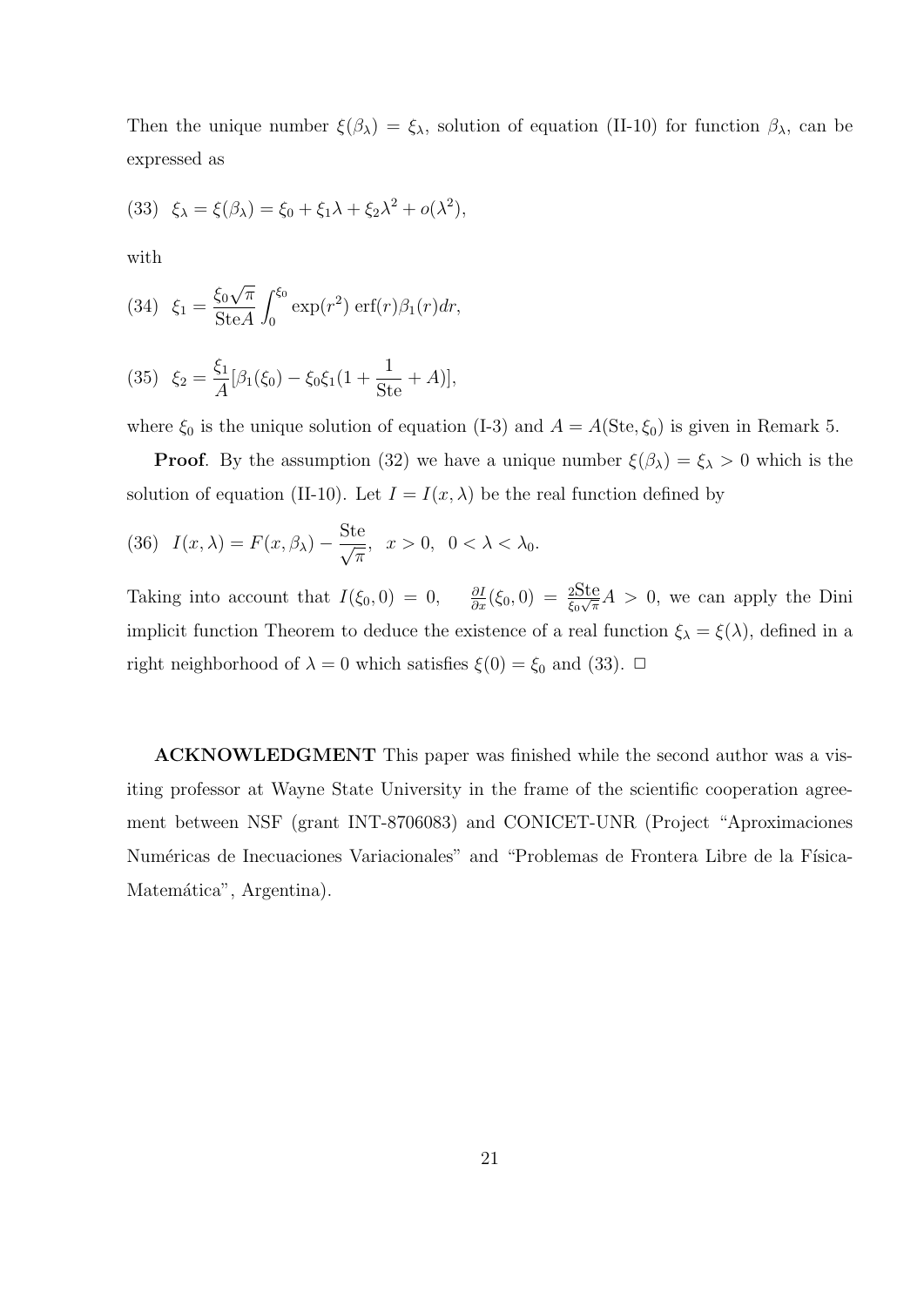Then the unique number $\xi(\beta_\lambda) = \xi_\lambda$, solution of equation (II-10) for function $\beta_\lambda$, can be expressed as

$$(33) \quad \xi_\lambda = \xi(\beta_\lambda) = \xi_0 + \xi_1\lambda + \xi_2\lambda^2 + o(\lambda^2),$$

with

$$(34) \quad \xi_1 = \frac{\xi_0\sqrt{\pi}}{\mathrm{Ste}A}\int_0^{\xi_0} \exp(r^2)\,\mathrm{erf}(r)\beta_1(r)dr,$$

$$(35) \quad \xi_2 = \frac{\xi_1}{A}[\beta_1(\xi_0) - \xi_0\xi_1(1 + \frac{1}{\mathrm{Ste}} + A)],$$

where $\xi_0$ is the unique solution of equation (I-3) and $A = A(\mathrm{Ste}, \xi_0)$ is given in Remark 5.

**Proof**. By the assumption (32) we have a unique number $\xi(\beta_\lambda) = \xi_\lambda > 0$ which is the solution of equation (II-10). Let $I = I(x, \lambda)$ be the real function defined by

$$(36) \quad I(x, \lambda) = F(x, \beta_\lambda) - \frac{\mathrm{Ste}}{\sqrt{\pi}}, \quad x > 0, \quad 0 < \lambda < \lambda_0.$$

Taking into account that $I(\xi_0, 0) = 0$, $\frac{\partial I}{\partial x}(\xi_0, 0) = \frac{2\mathrm{Ste}}{\xi_0\sqrt{\pi}}A > 0$, we can apply the Dini implicit function Theorem to deduce the existence of a real function $\xi_\lambda = \xi(\lambda)$, defined in a right neighborhood of $\lambda = 0$ which satisfies $\xi(0) = \xi_0$ and (33). $\square$

**ACKNOWLEDGMENT** This paper was finished while the second author was a visiting professor at Wayne State University in the frame of the scientific cooperation agreement between NSF (grant INT-8706083) and CONICET-UNR (Project "Aproximaciones Numéricas de Inecuaciones Variacionales" and "Problemas de Frontera Libre de la Física-Matemática", Argentina).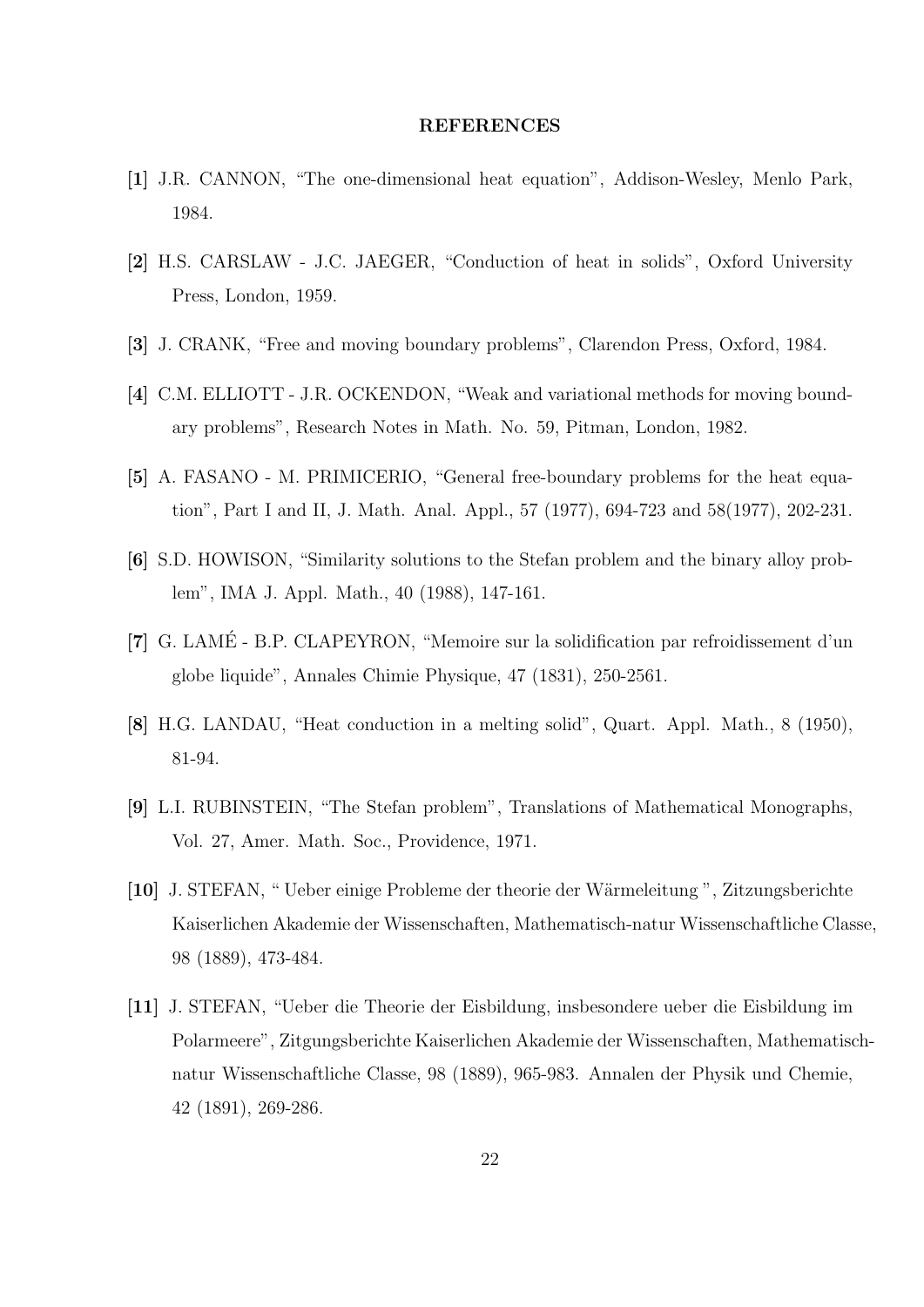## REFERENCES

**[1]** J.R. CANNON, “The one-dimensional heat equation”, Addison-Wesley, Menlo Park, 1984.

**[2]** H.S. CARSLAW - J.C. JAEGER, “Conduction of heat in solids”, Oxford University Press, London, 1959.

**[3]** J. CRANK, “Free and moving boundary problems”, Clarendon Press, Oxford, 1984.

**[4]** C.M. ELLIOTT - J.R. OCKENDON, “Weak and variational methods for moving boundary problems”, Research Notes in Math. No. 59, Pitman, London, 1982.

**[5]** A. FASANO - M. PRIMICERIO, “General free-boundary problems for the heat equation”, Part I and II, J. Math. Anal. Appl., 57 (1977), 694-723 and 58(1977), 202-231.

**[6]** S.D. HOWISON, “Similarity solutions to the Stefan problem and the binary alloy problem”, IMA J. Appl. Math., 40 (1988), 147-161.

**[7]** G. LAMÉ - B.P. CLAPEYRON, “Memoire sur la solidification par refroidissement d'un globe liquide”, Annales Chimie Physique, 47 (1831), 250-2561.

**[8]** H.G. LANDAU, “Heat conduction in a melting solid”, Quart. Appl. Math., 8 (1950), 81-94.

**[9]** L.I. RUBINSTEIN, “The Stefan problem”, Translations of Mathematical Monographs, Vol. 27, Amer. Math. Soc., Providence, 1971.

**[10]** J. STEFAN, “ Ueber einige Probleme der theorie der Wärmeleitung ”, Zitzungsberichte Kaiserlichen Akademie der Wissenschaften, Mathematisch-natur Wissenschaftliche Classe, 98 (1889), 473-484.

**[11]** J. STEFAN, “Ueber die Theorie der Eisbildung, insbesondere ueber die Eisbildung im Polarmeere”, Zitgungsberichte Kaiserlichen Akademie der Wissenschaften, Mathematisch-natur Wissenschaftliche Classe, 98 (1889), 965-983. Annalen der Physik und Chemie, 42 (1891), 269-286.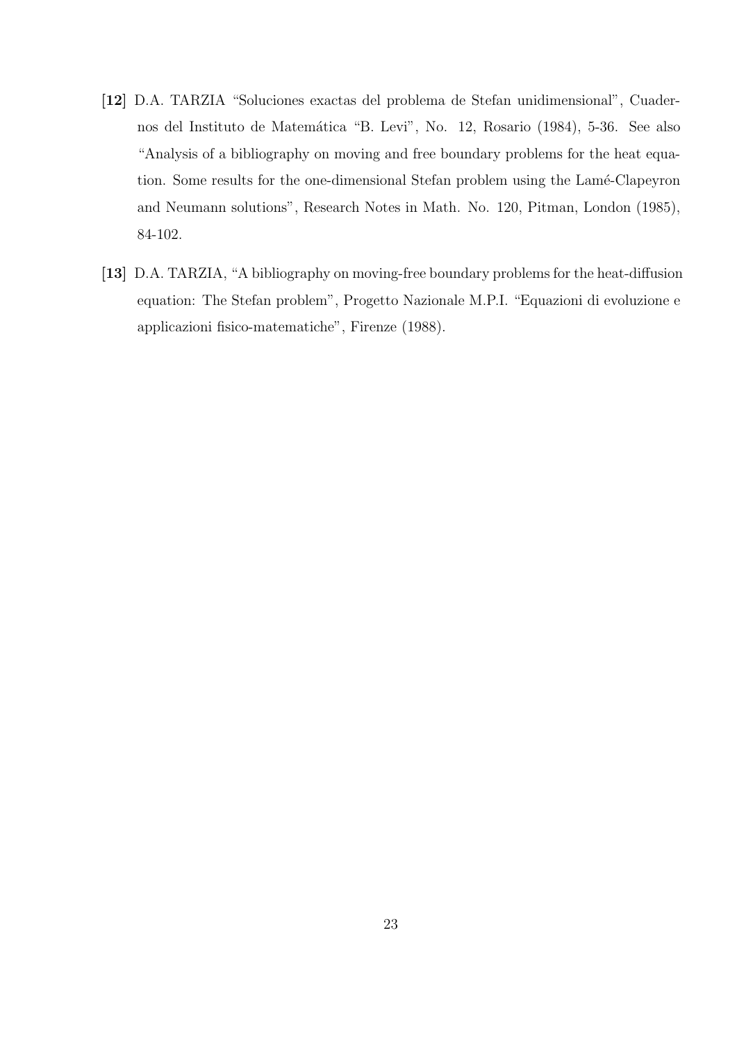**[12]** D.A. TARZIA "Soluciones exactas del problema de Stefan unidimensional", Cuadernos del Instituto de Matemática "B. Levi", No. 12, Rosario (1984), 5-36. See also "Analysis of a bibliography on moving and free boundary problems for the heat equation. Some results for the one-dimensional Stefan problem using the Lamé-Clapeyron and Neumann solutions", Research Notes in Math. No. 120, Pitman, London (1985), 84-102.

**[13]** D.A. TARZIA, "A bibliography on moving-free boundary problems for the heat-diffusion equation: The Stefan problem", Progetto Nazionale M.P.I. "Equazioni di evoluzione e applicazioni fisico-matematiche", Firenze (1988).